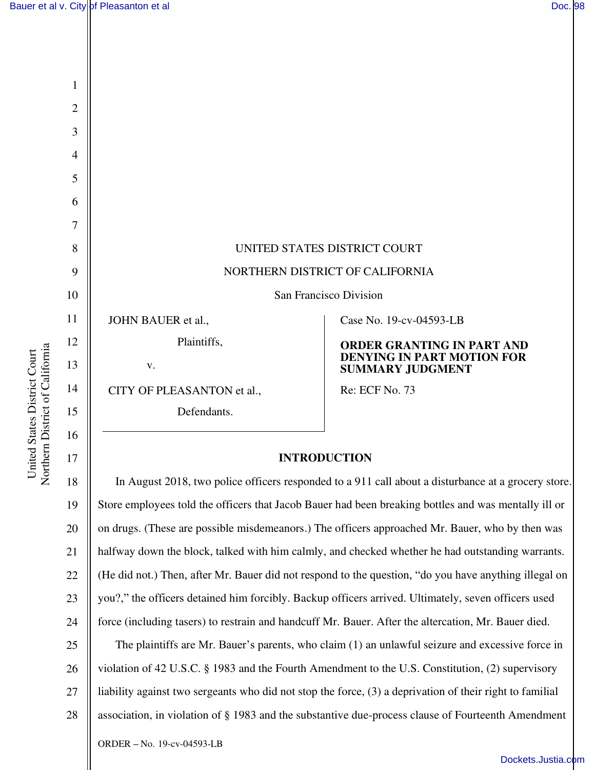UNITED STATES DISTRICT COURT

NORTHERN DISTRICT OF CALIFORNIA

San Francisco Division

JOHN BAUER et al.,

Plaintiffs,

v.

CITY OF PLEASANTON et al.,

Defendants.

Case No. 19-cv-04593-LB

**ORDER GRANTING IN PART AND DENYING IN PART MOTION FOR SUMMARY JUDGMENT**

Re: ECF No. 73

## INTRODUCTION

In August 2018, two police officers responded to a 911 call about a disturbance at a grocery store. Store employees told the officers that Jacob Bauer had been breaking bottles and was mentally ill or on drugs. (These are possible misdemeanors.) The officers approached Mr. Bauer, who by then was halfway down the block, talked with him calmly, and checked whether he had outstanding warrants. (He did not.) Then, after Mr. Bauer did not respond to the question, "do you have anything illegal on you?," the officers detained him forcibly. Backup officers arrived. Ultimately, seven officers used force (including tasers) to restrain and handcuff Mr. Bauer. After the altercation, Mr. Bauer died.

The plaintiffs are Mr. Bauer's parents, who claim (1) an unlawful seizure and excessive force in violation of 42 U.S.C. § 1983 and the Fourth Amendment to the U.S. Constitution, (2) supervisory liability against two sergeants who did not stop the force, (3) a deprivation of their right to familial association, in violation of § 1983 and the substantive due-process clause of Fourteenth Amendment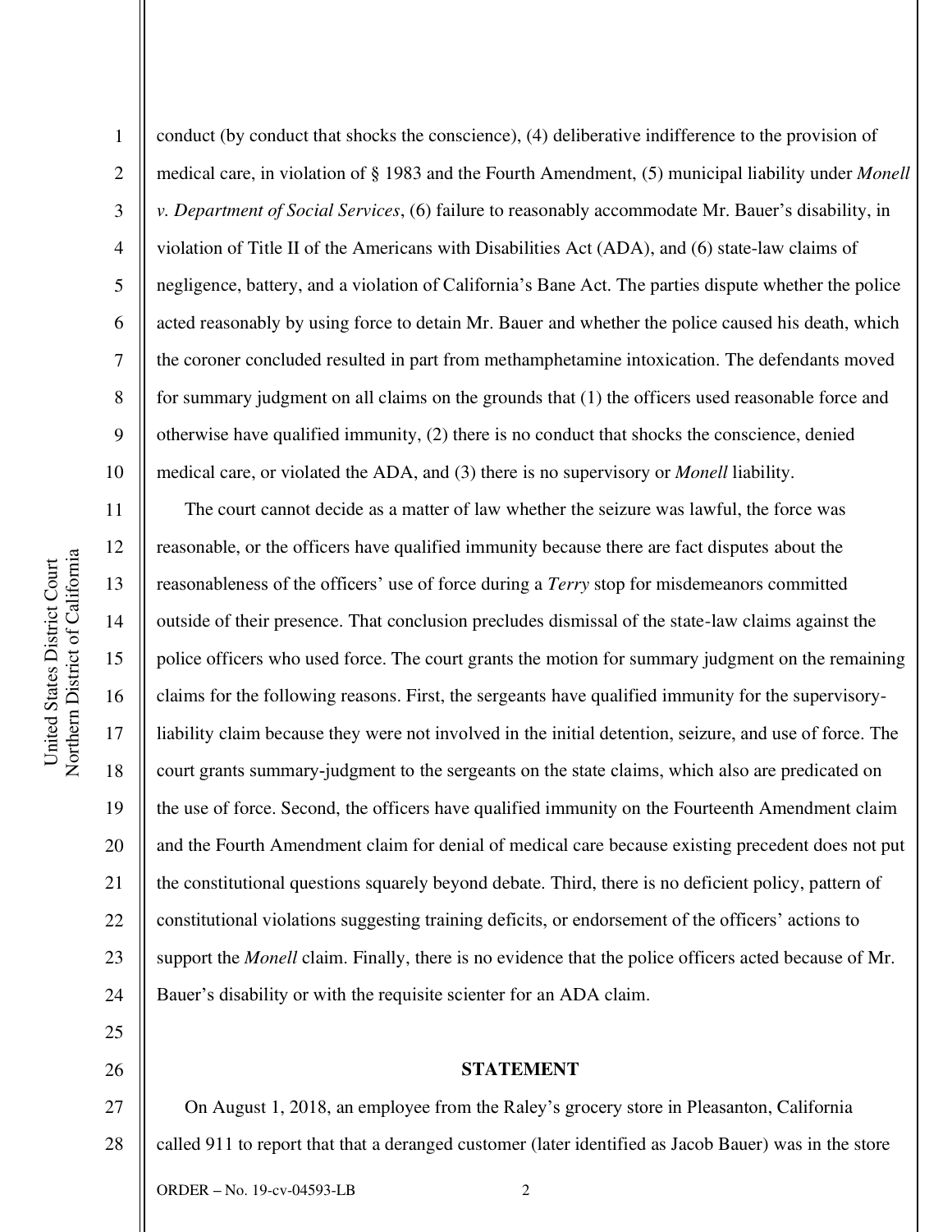conduct (by conduct that shocks the conscience), (4) deliberative indifference to the provision of medical care, in violation of § 1983 and the Fourth Amendment, (5) municipal liability under *Monell v. Department of Social Services*, (6) failure to reasonably accommodate Mr. Bauer's disability, in violation of Title II of the Americans with Disabilities Act (ADA), and (6) state-law claims of negligence, battery, and a violation of California's Bane Act. The parties dispute whether the police acted reasonably by using force to detain Mr. Bauer and whether the police caused his death, which the coroner concluded resulted in part from methamphetamine intoxication. The defendants moved for summary judgment on all claims on the grounds that (1) the officers used reasonable force and otherwise have qualified immunity, (2) there is no conduct that shocks the conscience, denied medical care, or violated the ADA, and (3) there is no supervisory or *Monell* liability.

The court cannot decide as a matter of law whether the seizure was lawful, the force was reasonable, or the officers have qualified immunity because there are fact disputes about the reasonableness of the officers' use of force during a *Terry* stop for misdemeanors committed outside of their presence. That conclusion precludes dismissal of the state-law claims against the police officers who used force. The court grants the motion for summary judgment on the remaining claims for the following reasons. First, the sergeants have qualified immunity for the supervisory-liability claim because they were not involved in the initial detention, seizure, and use of force. The court grants summary-judgment to the sergeants on the state claims, which also are predicated on the use of force. Second, the officers have qualified immunity on the Fourteenth Amendment claim and the Fourth Amendment claim for denial of medical care because existing precedent does not put the constitutional questions squarely beyond debate. Third, there is no deficient policy, pattern of constitutional violations suggesting training deficits, or endorsement of the officers' actions to support the *Monell* claim. Finally, there is no evidence that the police officers acted because of Mr. Bauer's disability or with the requisite scienter for an ADA claim.

## STATEMENT

On August 1, 2018, an employee from the Raley's grocery store in Pleasanton, California called 911 to report that that a deranged customer (later identified as Jacob Bauer) was in the store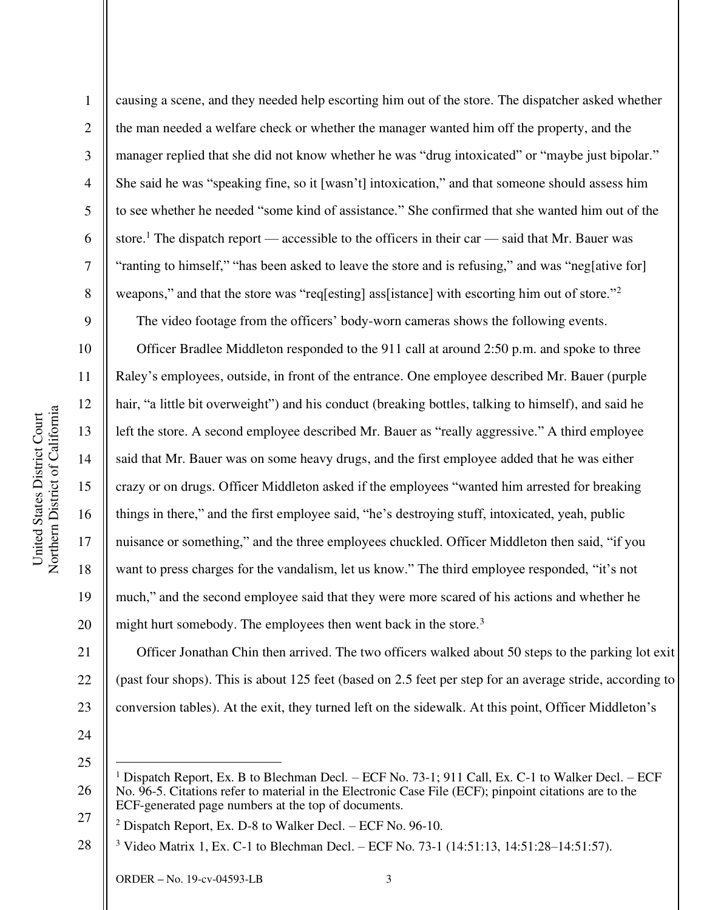causing a scene, and they needed help escorting him out of the store. The dispatcher asked whether the man needed a welfare check or whether the manager wanted him off the property, and the manager replied that she did not know whether he was "drug intoxicated" or "maybe just bipolar." She said he was "speaking fine, so it [wasn't] intoxication," and that someone should assess him to see whether he needed "some kind of assistance." She confirmed that she wanted him out of the store.[1] The dispatch report — accessible to the officers in their car — said that Mr. Bauer was "ranting to himself," "has been asked to leave the store and is refusing," and was "neg[ative for] weapons," and that the store was "req[esting] ass[istance] with escorting him out of store."[2]

The video footage from the officers' body-worn cameras shows the following events.

Officer Bradlee Middleton responded to the 911 call at around 2:50 p.m. and spoke to three Raley's employees, outside, in front of the entrance. One employee described Mr. Bauer (purple hair, "a little bit overweight") and his conduct (breaking bottles, talking to himself), and said he left the store. A second employee described Mr. Bauer as "really aggressive." A third employee said that Mr. Bauer was on some heavy drugs, and the first employee added that he was either crazy or on drugs. Officer Middleton asked if the employees "wanted him arrested for breaking things in there," and the first employee said, "he's destroying stuff, intoxicated, yeah, public nuisance or something," and the three employees chuckled. Officer Middleton then said, "if you want to press charges for the vandalism, let us know." The third employee responded, "it's not much," and the second employee said that they were more scared of his actions and whether he might hurt somebody. The employees then went back in the store.[3]

Officer Jonathan Chin then arrived. The two officers walked about 50 steps to the parking lot exit (past four shops). This is about 125 feet (based on 2.5 feet per step for an average stride, according to conversion tables). At the exit, they turned left on the sidewalk. At this point, Officer Middleton's

---

[1] Dispatch Report, Ex. B to Blechman Decl. – ECF No. 73-1; 911 Call, Ex. C-1 to Walker Decl. – ECF No. 96-5. Citations refer to material in the Electronic Case File (ECF); pinpoint citations are to the ECF-generated page numbers at the top of documents.

[2] Dispatch Report, Ex. D-8 to Walker Decl. – ECF No. 96-10.

[3] Video Matrix 1, Ex. C-1 to Blechman Decl. – ECF No. 73-1 (14:51:13, 14:51:28–14:51:57).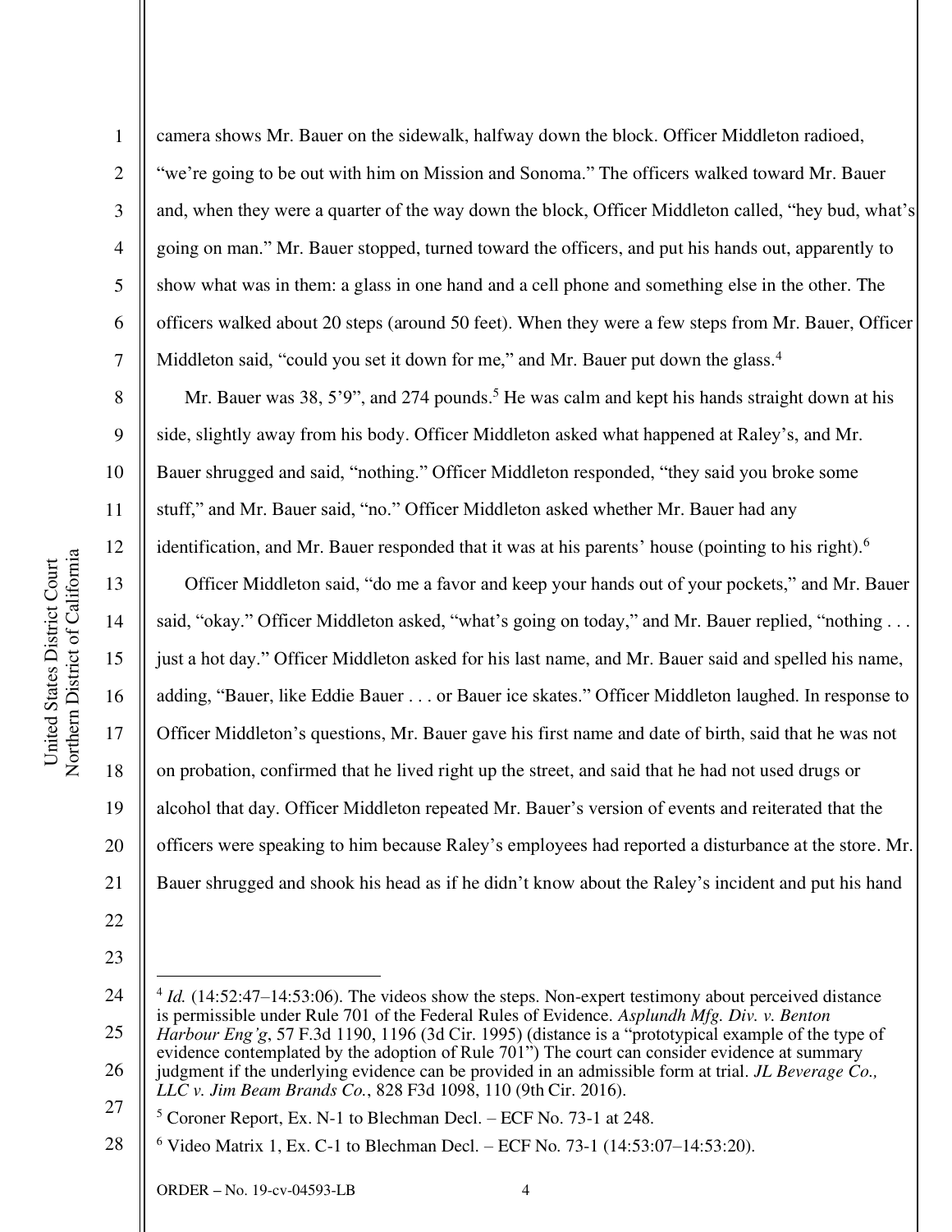camera shows Mr. Bauer on the sidewalk, halfway down the block. Officer Middleton radioed, "we're going to be out with him on Mission and Sonoma." The officers walked toward Mr. Bauer and, when they were a quarter of the way down the block, Officer Middleton called, "hey bud, what's going on man." Mr. Bauer stopped, turned toward the officers, and put his hands out, apparently to show what was in them: a glass in one hand and a cell phone and something else in the other. The officers walked about 20 steps (around 50 feet). When they were a few steps from Mr. Bauer, Officer Middleton said, "could you set it down for me," and Mr. Bauer put down the glass.[4]

Mr. Bauer was 38, 5'9", and 274 pounds.[5] He was calm and kept his hands straight down at his side, slightly away from his body. Officer Middleton asked what happened at Raley's, and Mr. Bauer shrugged and said, "nothing." Officer Middleton responded, "they said you broke some stuff," and Mr. Bauer said, "no." Officer Middleton asked whether Mr. Bauer had any identification, and Mr. Bauer responded that it was at his parents' house (pointing to his right).[6]

Officer Middleton said, "do me a favor and keep your hands out of your pockets," and Mr. Bauer said, "okay." Officer Middleton asked, "what's going on today," and Mr. Bauer replied, "nothing . . . just a hot day." Officer Middleton asked for his last name, and Mr. Bauer said and spelled his name, adding, "Bauer, like Eddie Bauer . . . or Bauer ice skates." Officer Middleton laughed. In response to Officer Middleton's questions, Mr. Bauer gave his first name and date of birth, said that he was not on probation, confirmed that he lived right up the street, and said that he had not used drugs or alcohol that day. Officer Middleton repeated Mr. Bauer's version of events and reiterated that the officers were speaking to him because Raley's employees had reported a disturbance at the store. Mr. Bauer shrugged and shook his head as if he didn't know about the Raley's incident and put his hand

---

[4] *Id.* (14:52:47–14:53:06). The videos show the steps. Non-expert testimony about perceived distance is permissible under Rule 701 of the Federal Rules of Evidence. *Asplundh Mfg. Div. v. Benton Harbour Eng'g*, 57 F.3d 1190, 1196 (3d Cir. 1995) (distance is a "prototypical example of the type of evidence contemplated by the adoption of Rule 701") The court can consider evidence at summary judgment if the underlying evidence can be provided in an admissible form at trial. *JL Beverage Co., LLC v. Jim Beam Brands Co.*, 828 F3d 1098, 110 (9th Cir. 2016).

[5] Coroner Report, Ex. N-1 to Blechman Decl. – ECF No. 73-1 at 248.

[6] Video Matrix 1, Ex. C-1 to Blechman Decl. – ECF No. 73-1 (14:53:07–14:53:20).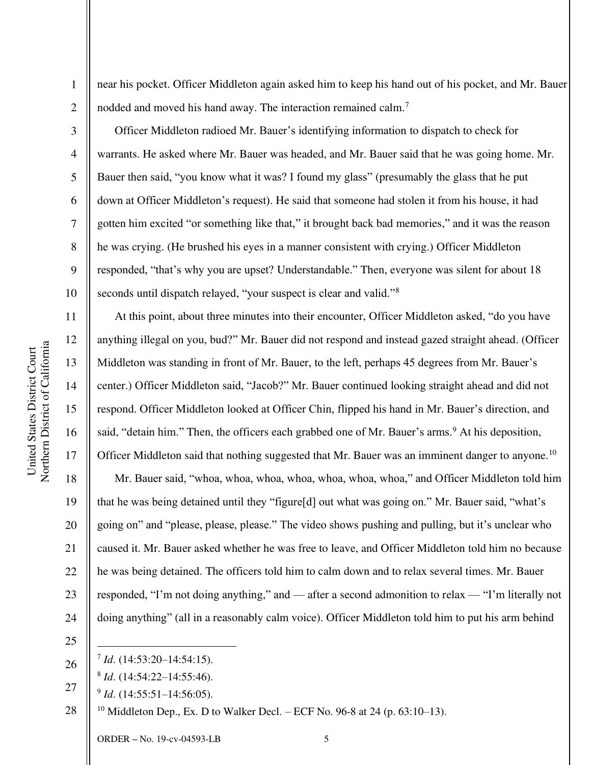near his pocket. Officer Middleton again asked him to keep his hand out of his pocket, and Mr. Bauer nodded and moved his hand away. The interaction remained calm.[7]

Officer Middleton radioed Mr. Bauer's identifying information to dispatch to check for warrants. He asked where Mr. Bauer was headed, and Mr. Bauer said that he was going home. Mr. Bauer then said, "you know what it was? I found my glass" (presumably the glass that he put down at Officer Middleton's request). He said that someone had stolen it from his house, it had gotten him excited "or something like that," it brought back bad memories," and it was the reason he was crying. (He brushed his eyes in a manner consistent with crying.) Officer Middleton responded, "that's why you are upset? Understandable." Then, everyone was silent for about 18 seconds until dispatch relayed, "your suspect is clear and valid."[8]

At this point, about three minutes into their encounter, Officer Middleton asked, "do you have anything illegal on you, bud?" Mr. Bauer did not respond and instead gazed straight ahead. (Officer Middleton was standing in front of Mr. Bauer, to the left, perhaps 45 degrees from Mr. Bauer's center.) Officer Middleton said, "Jacob?" Mr. Bauer continued looking straight ahead and did not respond. Officer Middleton looked at Officer Chin, flipped his hand in Mr. Bauer's direction, and said, "detain him." Then, the officers each grabbed one of Mr. Bauer's arms.[9] At his deposition, Officer Middleton said that nothing suggested that Mr. Bauer was an imminent danger to anyone.[10]

Mr. Bauer said, "whoa, whoa, whoa, whoa, whoa, whoa, whoa," and Officer Middleton told him that he was being detained until they "figure[d] out what was going on." Mr. Bauer said, "what's going on" and "please, please, please." The video shows pushing and pulling, but it's unclear who caused it. Mr. Bauer asked whether he was free to leave, and Officer Middleton told him no because he was being detained. The officers told him to calm down and to relax several times. Mr. Bauer responded, "I'm not doing anything," and — after a second admonition to relax — "I'm literally not doing anything" (all in a reasonably calm voice). Officer Middleton told him to put his arm behind

---

[7] *Id.* (14:53:20–14:54:15).

[8] *Id.* (14:54:22–14:55:46).

[9] *Id.* (14:55:51–14:56:05).

[10] Middleton Dep., Ex. D to Walker Decl. – ECF No. 96-8 at 24 (p. 63:10–13).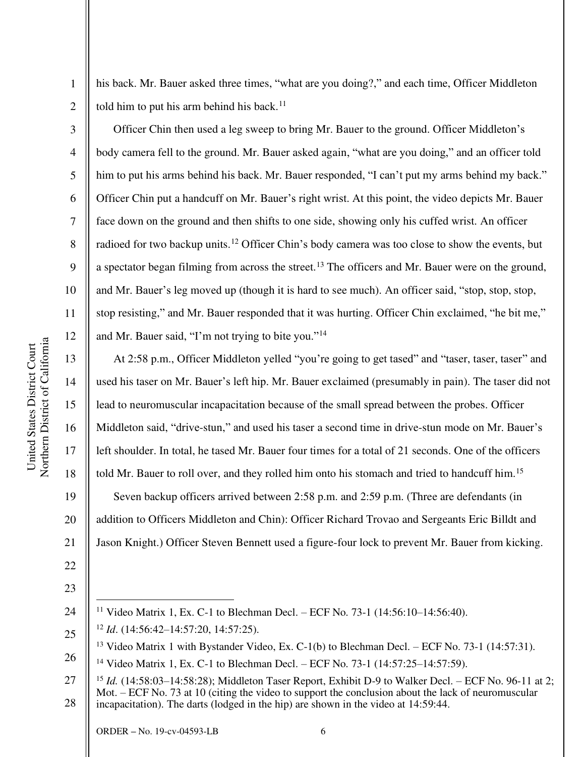his back. Mr. Bauer asked three times, "what are you doing?," and each time, Officer Middleton told him to put his arm behind his back.[11]

Officer Chin then used a leg sweep to bring Mr. Bauer to the ground. Officer Middleton's body camera fell to the ground. Mr. Bauer asked again, "what are you doing," and an officer told him to put his arms behind his back. Mr. Bauer responded, "I can't put my arms behind my back." Officer Chin put a handcuff on Mr. Bauer's right wrist. At this point, the video depicts Mr. Bauer face down on the ground and then shifts to one side, showing only his cuffed wrist. An officer radioed for two backup units.[12] Officer Chin's body camera was too close to show the events, but a spectator began filming from across the street.[13] The officers and Mr. Bauer were on the ground, and Mr. Bauer's leg moved up (though it is hard to see much). An officer said, "stop, stop, stop, stop resisting," and Mr. Bauer responded that it was hurting. Officer Chin exclaimed, "he bit me," and Mr. Bauer said, "I'm not trying to bite you."[14]

At 2:58 p.m., Officer Middleton yelled "you're going to get tased" and "taser, taser, taser" and used his taser on Mr. Bauer's left hip. Mr. Bauer exclaimed (presumably in pain). The taser did not lead to neuromuscular incapacitation because of the small spread between the probes. Officer Middleton said, "drive-stun," and used his taser a second time in drive-stun mode on Mr. Bauer's left shoulder. In total, he tased Mr. Bauer four times for a total of 21 seconds. One of the officers told Mr. Bauer to roll over, and they rolled him onto his stomach and tried to handcuff him.[15]

Seven backup officers arrived between 2:58 p.m. and 2:59 p.m. (Three are defendants (in addition to Officers Middleton and Chin): Officer Richard Trovao and Sergeants Eric Billdt and Jason Knight.) Officer Steven Bennett used a figure-four lock to prevent Mr. Bauer from kicking.

---

[11] Video Matrix 1, Ex. C-1 to Blechman Decl. – ECF No. 73-1 (14:56:10–14:56:40).

[12] *Id*. (14:56:42–14:57:20, 14:57:25).

[13] Video Matrix 1 with Bystander Video, Ex. C-1(b) to Blechman Decl. – ECF No. 73-1 (14:57:31).

[14] Video Matrix 1, Ex. C-1 to Blechman Decl. – ECF No. 73-1 (14:57:25–14:57:59).

[15] *Id.* (14:58:03–14:58:28); Middleton Taser Report, Exhibit D-9 to Walker Decl. – ECF No. 96-11 at 2; Mot. – ECF No. 73 at 10 (citing the video to support the conclusion about the lack of neuromuscular incapacitation). The darts (lodged in the hip) are shown in the video at 14:59:44.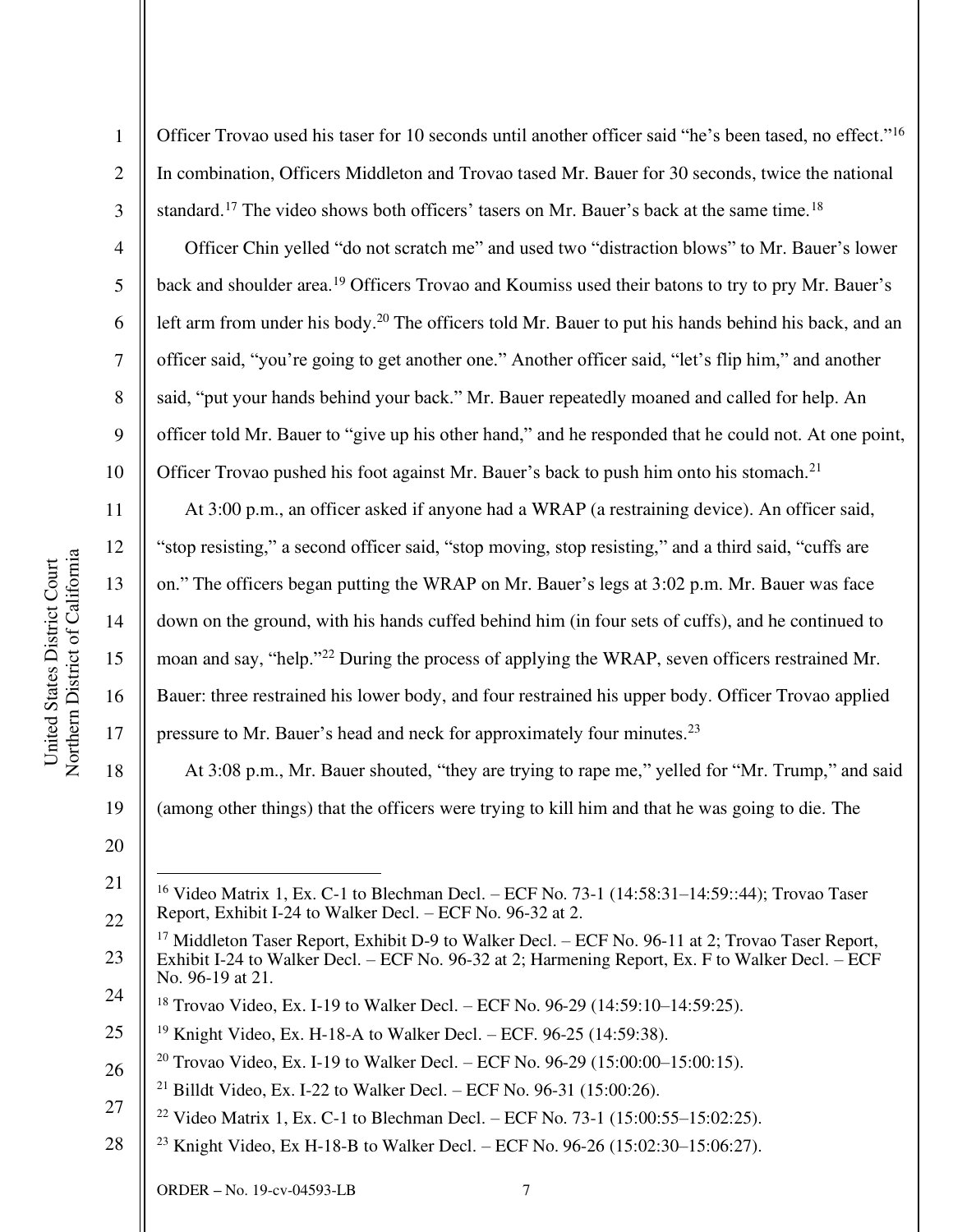Officer Trovao used his taser for 10 seconds until another officer said "he's been tased, no effect."[16] In combination, Officers Middleton and Trovao tased Mr. Bauer for 30 seconds, twice the national standard.[17] The video shows both officers' tasers on Mr. Bauer's back at the same time.[18]

Officer Chin yelled "do not scratch me" and used two "distraction blows" to Mr. Bauer's lower back and shoulder area.[19] Officers Trovao and Koumiss used their batons to try to pry Mr. Bauer's left arm from under his body.[20] The officers told Mr. Bauer to put his hands behind his back, and an officer said, "you're going to get another one." Another officer said, "let's flip him," and another said, "put your hands behind your back." Mr. Bauer repeatedly moaned and called for help. An officer told Mr. Bauer to "give up his other hand," and he responded that he could not. At one point, Officer Trovao pushed his foot against Mr. Bauer's back to push him onto his stomach.[21]

At 3:00 p.m., an officer asked if anyone had a WRAP (a restraining device). An officer said, "stop resisting," a second officer said, "stop moving, stop resisting," and a third said, "cuffs are on." The officers began putting the WRAP on Mr. Bauer's legs at 3:02 p.m. Mr. Bauer was face down on the ground, with his hands cuffed behind him (in four sets of cuffs), and he continued to moan and say, "help."[22] During the process of applying the WRAP, seven officers restrained Mr. Bauer: three restrained his lower body, and four restrained his upper body. Officer Trovao applied pressure to Mr. Bauer's head and neck for approximately four minutes.[23]

At 3:08 p.m., Mr. Bauer shouted, "they are trying to rape me," yelled for "Mr. Trump," and said (among other things) that the officers were trying to kill him and that he was going to die. The

---

[16] Video Matrix 1, Ex. C-1 to Blechman Decl. – ECF No. 73-1 (14:58:31–14:59::44); Trovao Taser Report, Exhibit I-24 to Walker Decl. – ECF No. 96-32 at 2.

[17] Middleton Taser Report, Exhibit D-9 to Walker Decl. – ECF No. 96-11 at 2; Trovao Taser Report, Exhibit I-24 to Walker Decl. – ECF No. 96-32 at 2; Harmening Report, Ex. F to Walker Decl. – ECF No. 96-19 at 21.

[18] Trovao Video, Ex. I-19 to Walker Decl. – ECF No. 96-29 (14:59:10–14:59:25).

[19] Knight Video, Ex. H-18-A to Walker Decl. – ECF. 96-25 (14:59:38).

[20] Trovao Video, Ex. I-19 to Walker Decl. – ECF No. 96-29 (15:00:00–15:00:15).

[21] Billdt Video, Ex. I-22 to Walker Decl. – ECF No. 96-31 (15:00:26).

[22] Video Matrix 1, Ex. C-1 to Blechman Decl. – ECF No. 73-1 (15:00:55–15:02:25).

[23] Knight Video, Ex H-18-B to Walker Decl. – ECF No. 96-26 (15:02:30–15:06:27).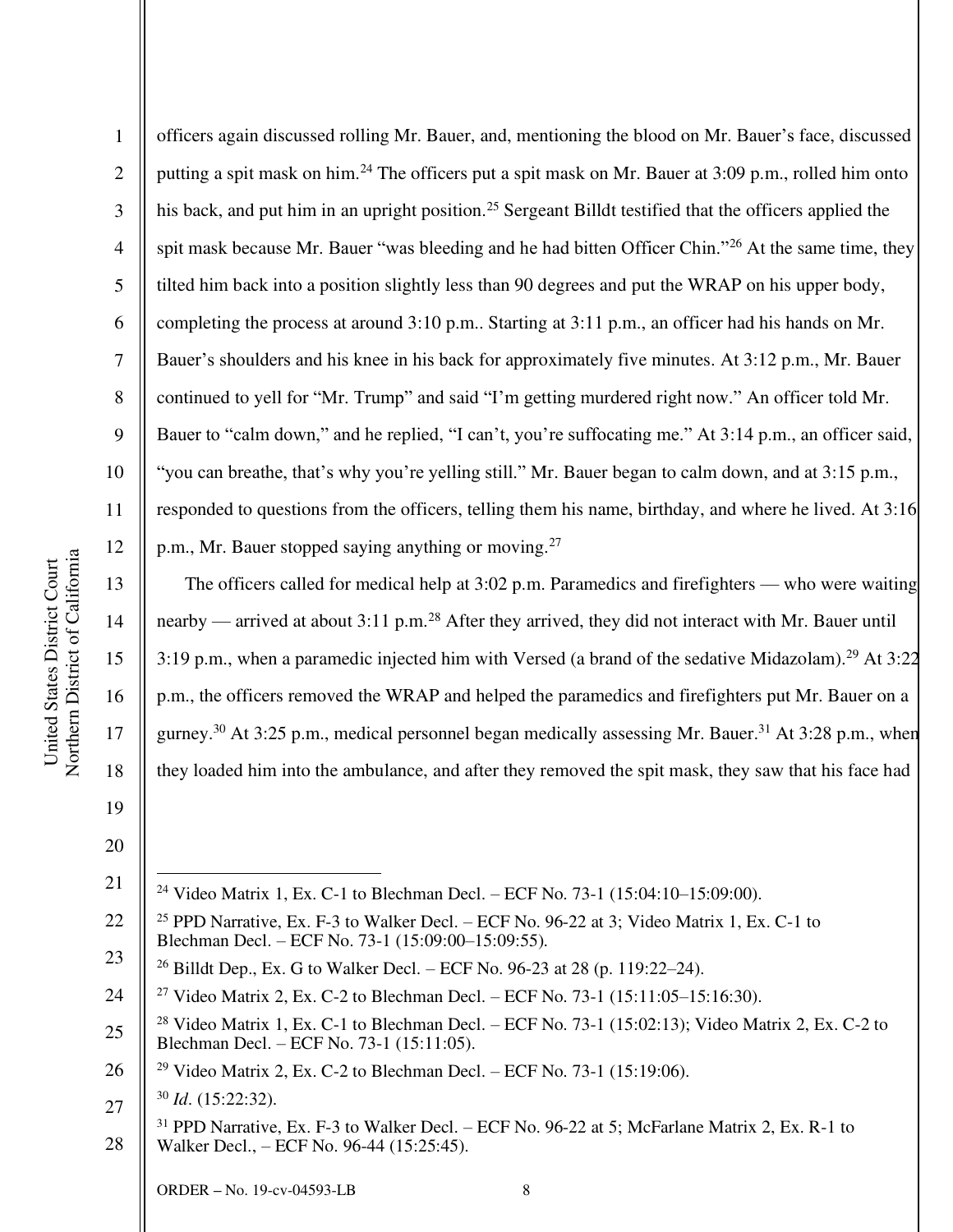officers again discussed rolling Mr. Bauer, and, mentioning the blood on Mr. Bauer's face, discussed putting a spit mask on him.[24] The officers put a spit mask on Mr. Bauer at 3:09 p.m., rolled him onto his back, and put him in an upright position.[25] Sergeant Billdt testified that the officers applied the spit mask because Mr. Bauer "was bleeding and he had bitten Officer Chin."[26] At the same time, they tilted him back into a position slightly less than 90 degrees and put the WRAP on his upper body, completing the process at around 3:10 p.m.. Starting at 3:11 p.m., an officer had his hands on Mr. Bauer's shoulders and his knee in his back for approximately five minutes. At 3:12 p.m., Mr. Bauer continued to yell for "Mr. Trump" and said "I'm getting murdered right now." An officer told Mr. Bauer to "calm down," and he replied, "I can't, you're suffocating me." At 3:14 p.m., an officer said, "you can breathe, that's why you're yelling still." Mr. Bauer began to calm down, and at 3:15 p.m., responded to questions from the officers, telling them his name, birthday, and where he lived. At 3:16 p.m., Mr. Bauer stopped saying anything or moving.[27]

The officers called for medical help at 3:02 p.m. Paramedics and firefighters — who were waiting nearby — arrived at about 3:11 p.m.[28] After they arrived, they did not interact with Mr. Bauer until 3:19 p.m., when a paramedic injected him with Versed (a brand of the sedative Midazolam).[29] At 3:22 p.m., the officers removed the WRAP and helped the paramedics and firefighters put Mr. Bauer on a gurney.[30] At 3:25 p.m., medical personnel began medically assessing Mr. Bauer.[31] At 3:28 p.m., when they loaded him into the ambulance, and after they removed the spit mask, they saw that his face had

---

[24] Video Matrix 1, Ex. C-1 to Blechman Decl. – ECF No. 73-1 (15:04:10–15:09:00).

[25] PPD Narrative, Ex. F-3 to Walker Decl. – ECF No. 96-22 at 3; Video Matrix 1, Ex. C-1 to Blechman Decl. – ECF No. 73-1 (15:09:00–15:09:55).

[26] Billdt Dep., Ex. G to Walker Decl. – ECF No. 96-23 at 28 (p. 119:22–24).

[27] Video Matrix 2, Ex. C-2 to Blechman Decl. – ECF No. 73-1 (15:11:05–15:16:30).

[28] Video Matrix 1, Ex. C-1 to Blechman Decl. – ECF No. 73-1 (15:02:13); Video Matrix 2, Ex. C-2 to Blechman Decl. – ECF No. 73-1 (15:11:05).

[29] Video Matrix 2, Ex. C-2 to Blechman Decl. – ECF No. 73-1 (15:19:06).

[30] *Id*. (15:22:32).

[31] PPD Narrative, Ex. F-3 to Walker Decl. – ECF No. 96-22 at 5; McFarlane Matrix 2, Ex. R-1 to Walker Decl., – ECF No. 96-44 (15:25:45).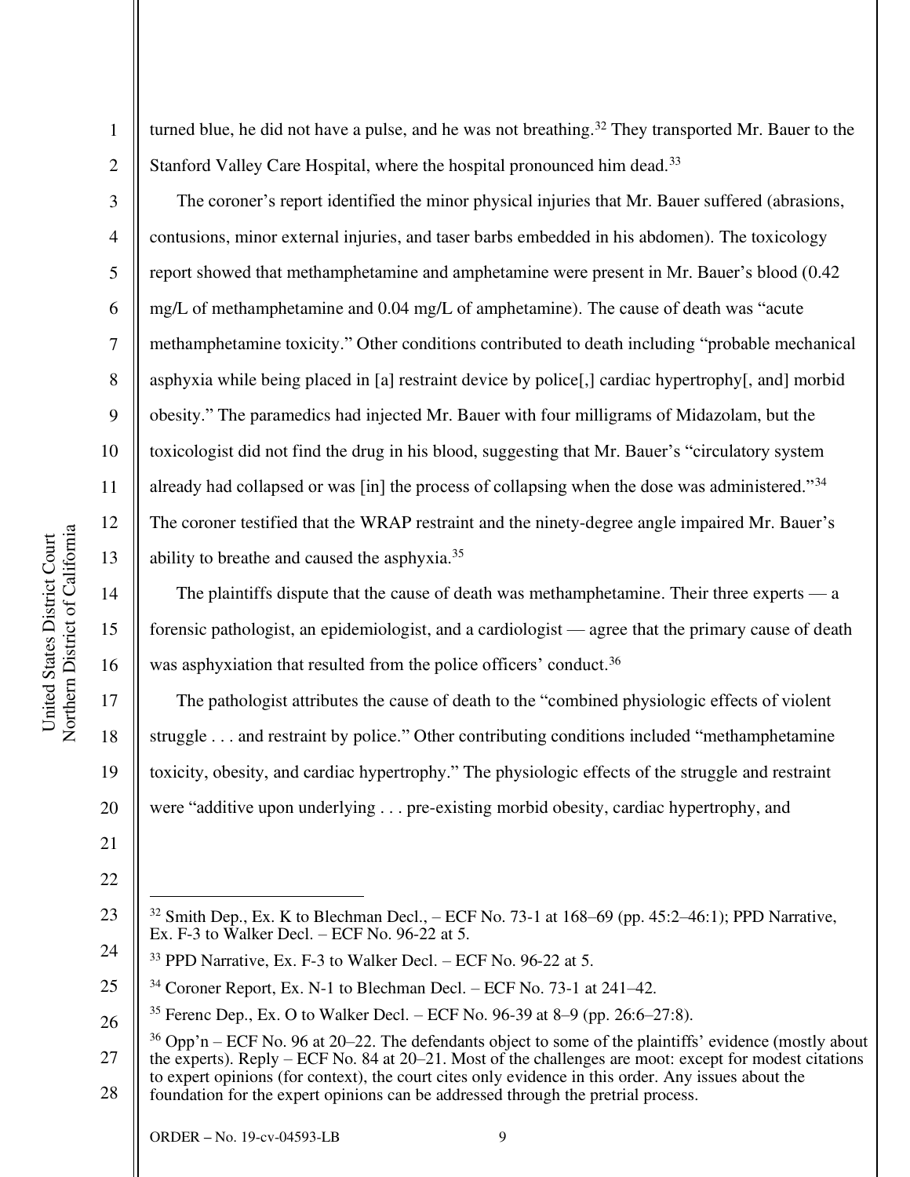turned blue, he did not have a pulse, and he was not breathing.[32] They transported Mr. Bauer to the Stanford Valley Care Hospital, where the hospital pronounced him dead.[33]

The coroner's report identified the minor physical injuries that Mr. Bauer suffered (abrasions, contusions, minor external injuries, and taser barbs embedded in his abdomen). The toxicology report showed that methamphetamine and amphetamine were present in Mr. Bauer's blood (0.42 mg/L of methamphetamine and 0.04 mg/L of amphetamine). The cause of death was "acute methamphetamine toxicity." Other conditions contributed to death including "probable mechanical asphyxia while being placed in [a] restraint device by police[,] cardiac hypertrophy[, and] morbid obesity." The paramedics had injected Mr. Bauer with four milligrams of Midazolam, but the toxicologist did not find the drug in his blood, suggesting that Mr. Bauer's "circulatory system already had collapsed or was [in] the process of collapsing when the dose was administered."[34] The coroner testified that the WRAP restraint and the ninety-degree angle impaired Mr. Bauer's ability to breathe and caused the asphyxia.[35]

The plaintiffs dispute that the cause of death was methamphetamine. Their three experts — a forensic pathologist, an epidemiologist, and a cardiologist — agree that the primary cause of death was asphyxiation that resulted from the police officers' conduct.[36]

The pathologist attributes the cause of death to the "combined physiologic effects of violent struggle . . . and restraint by police." Other contributing conditions included "methamphetamine toxicity, obesity, and cardiac hypertrophy." The physiologic effects of the struggle and restraint were "additive upon underlying . . . pre-existing morbid obesity, cardiac hypertrophy, and

---

[32] Smith Dep., Ex. K to Blechman Decl., – ECF No. 73-1 at 168–69 (pp. 45:2–46:1); PPD Narrative, Ex. F-3 to Walker Decl. – ECF No. 96-22 at 5.

[33] PPD Narrative, Ex. F-3 to Walker Decl. – ECF No. 96-22 at 5.

[34] Coroner Report, Ex. N-1 to Blechman Decl. – ECF No. 73-1 at 241–42.

[35] Ferenc Dep., Ex. O to Walker Decl. – ECF No. 96-39 at 8–9 (pp. 26:6–27:8).

[36] Opp'n – ECF No. 96 at 20–22. The defendants object to some of the plaintiffs' evidence (mostly about the experts). Reply – ECF No. 84 at 20–21. Most of the challenges are moot: except for modest citations to expert opinions (for context), the court cites only evidence in this order. Any issues about the foundation for the expert opinions can be addressed through the pretrial process.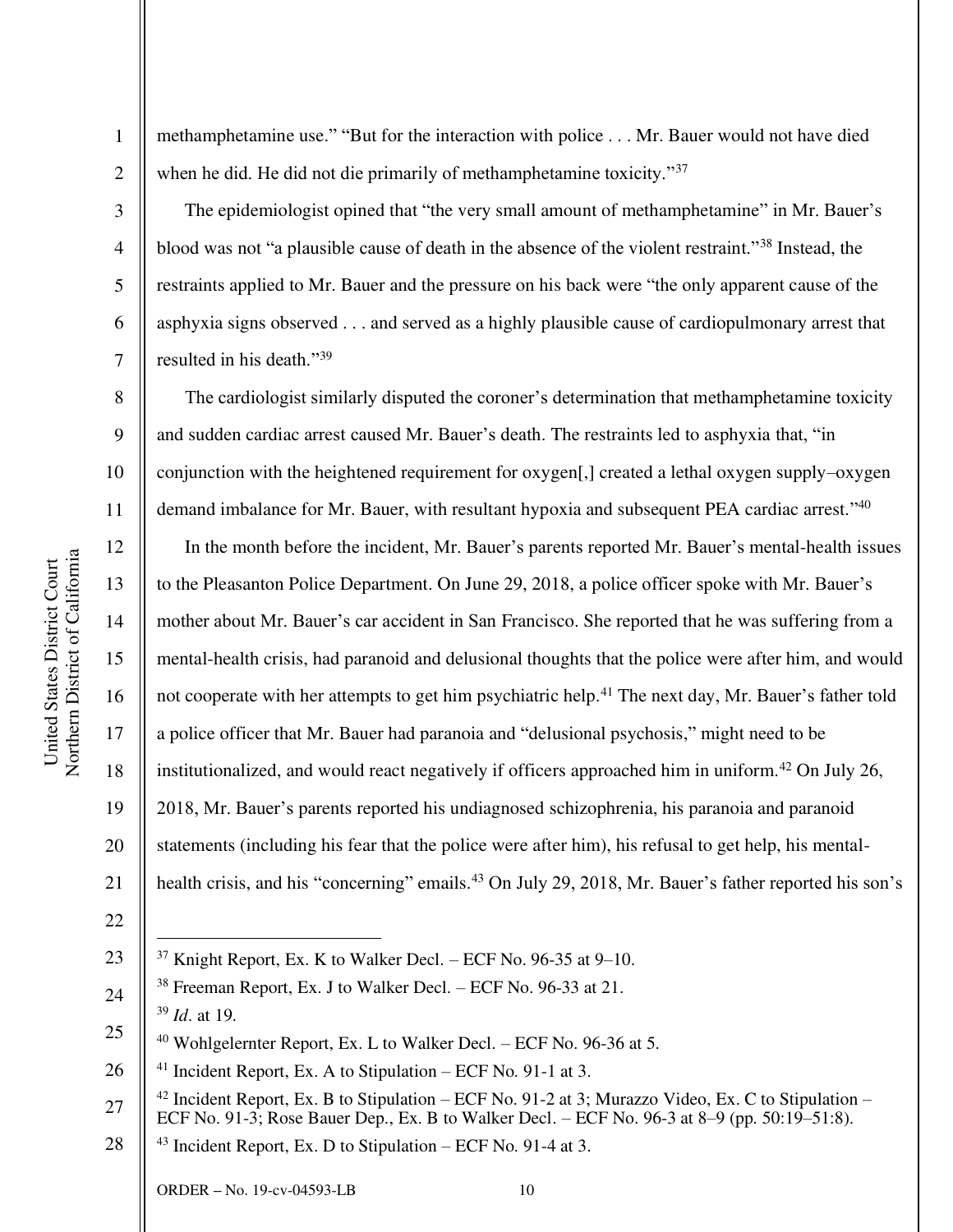methamphetamine use." "But for the interaction with police . . . Mr. Bauer would not have died when he did. He did not die primarily of methamphetamine toxicity."[37]

The epidemiologist opined that "the very small amount of methamphetamine" in Mr. Bauer's blood was not "a plausible cause of death in the absence of the violent restraint."[38] Instead, the restraints applied to Mr. Bauer and the pressure on his back were "the only apparent cause of the asphyxia signs observed . . . and served as a highly plausible cause of cardiopulmonary arrest that resulted in his death."[39]

The cardiologist similarly disputed the coroner's determination that methamphetamine toxicity and sudden cardiac arrest caused Mr. Bauer's death. The restraints led to asphyxia that, "in conjunction with the heightened requirement for oxygen[,] created a lethal oxygen supply–oxygen demand imbalance for Mr. Bauer, with resultant hypoxia and subsequent PEA cardiac arrest."[40]

In the month before the incident, Mr. Bauer's parents reported Mr. Bauer's mental-health issues to the Pleasanton Police Department. On June 29, 2018, a police officer spoke with Mr. Bauer's mother about Mr. Bauer's car accident in San Francisco. She reported that he was suffering from a mental-health crisis, had paranoid and delusional thoughts that the police were after him, and would not cooperate with her attempts to get him psychiatric help.[41] The next day, Mr. Bauer's father told a police officer that Mr. Bauer had paranoia and "delusional psychosis," might need to be institutionalized, and would react negatively if officers approached him in uniform.[42] On July 26, 2018, Mr. Bauer's parents reported his undiagnosed schizophrenia, his paranoia and paranoid statements (including his fear that the police were after him), his refusal to get help, his mental-health crisis, and his "concerning" emails.[43] On July 29, 2018, Mr. Bauer's father reported his son's

---

[37] Knight Report, Ex. K to Walker Decl. – ECF No. 96-35 at 9–10.

[38] Freeman Report, Ex. J to Walker Decl. – ECF No. 96-33 at 21.

[39] *Id*. at 19.

[40] Wohlgelernter Report, Ex. L to Walker Decl. – ECF No. 96-36 at 5.

[41] Incident Report, Ex. A to Stipulation – ECF No. 91-1 at 3.

[42] Incident Report, Ex. B to Stipulation – ECF No. 91-2 at 3; Murazzo Video, Ex. C to Stipulation – ECF No. 91-3; Rose Bauer Dep., Ex. B to Walker Decl. – ECF No. 96-3 at 8–9 (pp. 50:19–51:8).

[43] Incident Report, Ex. D to Stipulation – ECF No. 91-4 at 3.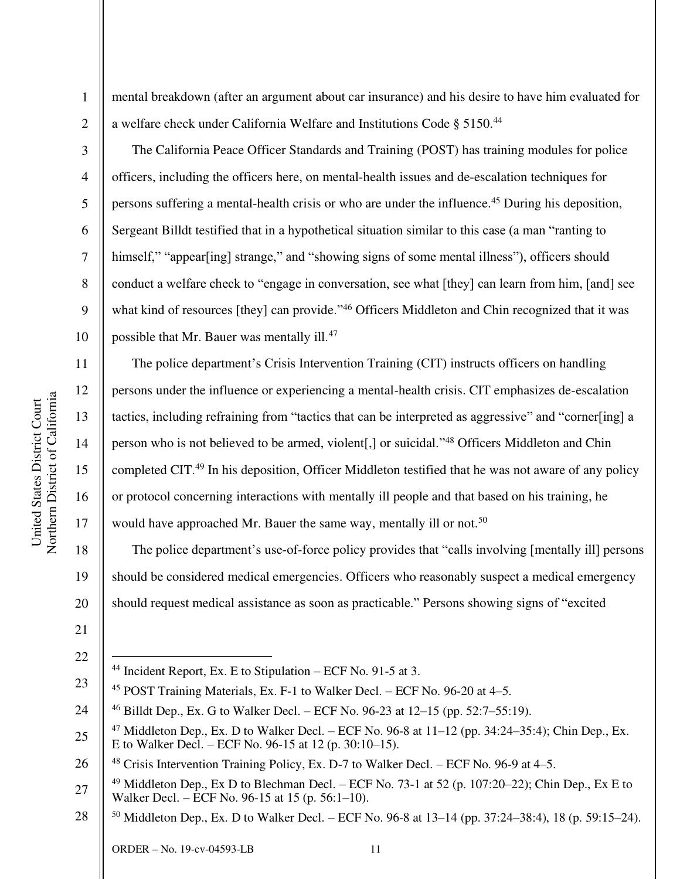mental breakdown (after an argument about car insurance) and his desire to have him evaluated for a welfare check under California Welfare and Institutions Code § 5150.[44]

The California Peace Officer Standards and Training (POST) has training modules for police officers, including the officers here, on mental-health issues and de-escalation techniques for persons suffering a mental-health crisis or who are under the influence.[45] During his deposition, Sergeant Billdt testified that in a hypothetical situation similar to this case (a man "ranting to himself," "appear[ing] strange," and "showing signs of some mental illness"), officers should conduct a welfare check to "engage in conversation, see what [they] can learn from him, [and] see what kind of resources [they] can provide."[46] Officers Middleton and Chin recognized that it was possible that Mr. Bauer was mentally ill.[47]

The police department's Crisis Intervention Training (CIT) instructs officers on handling persons under the influence or experiencing a mental-health crisis. CIT emphasizes de-escalation tactics, including refraining from "tactics that can be interpreted as aggressive" and "corner[ing] a person who is not believed to be armed, violent[,] or suicidal."[48] Officers Middleton and Chin completed CIT.[49] In his deposition, Officer Middleton testified that he was not aware of any policy or protocol concerning interactions with mentally ill people and that based on his training, he would have approached Mr. Bauer the same way, mentally ill or not.[50]

The police department's use-of-force policy provides that "calls involving [mentally ill] persons should be considered medical emergencies. Officers who reasonably suspect a medical emergency should request medical assistance as soon as practicable." Persons showing signs of "excited

---

[44] Incident Report, Ex. E to Stipulation – ECF No. 91-5 at 3.

[45] POST Training Materials, Ex. F-1 to Walker Decl. – ECF No. 96-20 at 4–5.

[46] Billdt Dep., Ex. G to Walker Decl. – ECF No. 96-23 at 12–15 (pp. 52:7–55:19).

[47] Middleton Dep., Ex. D to Walker Decl. – ECF No. 96-8 at 11–12 (pp. 34:24–35:4); Chin Dep., Ex. E to Walker Decl. – ECF No. 96-15 at 12 (p. 30:10–15).

[48] Crisis Intervention Training Policy, Ex. D-7 to Walker Decl. – ECF No. 96-9 at 4–5.

[49] Middleton Dep., Ex D to Blechman Decl. – ECF No. 73-1 at 52 (p. 107:20–22); Chin Dep., Ex E to Walker Decl. – ECF No. 96-15 at 15 (p. 56:1–10).

[50] Middleton Dep., Ex. D to Walker Decl. – ECF No. 96-8 at 13–14 (pp. 37:24–38:4), 18 (p. 59:15–24).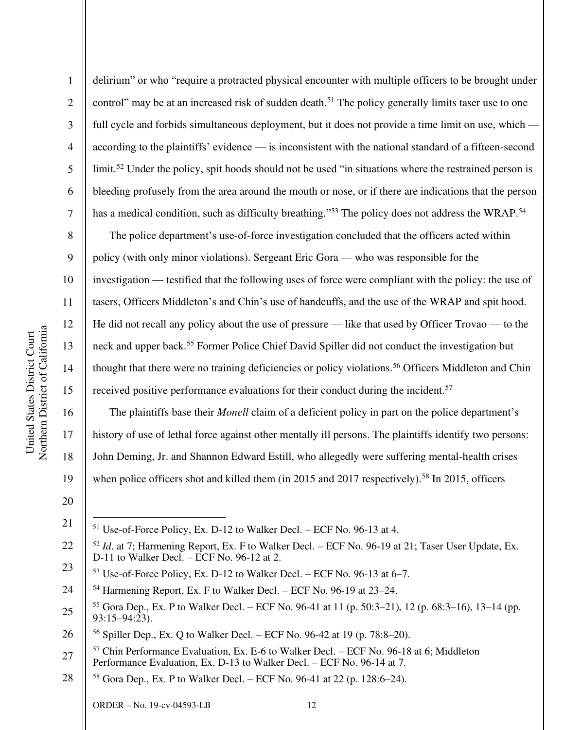delirium" or who "require a protracted physical encounter with multiple officers to be brought under control" may be at an increased risk of sudden death.[51] The policy generally limits taser use to one full cycle and forbids simultaneous deployment, but it does not provide a time limit on use, which — according to the plaintiffs' evidence — is inconsistent with the national standard of a fifteen-second limit.[52] Under the policy, spit hoods should not be used "in situations where the restrained person is bleeding profusely from the area around the mouth or nose, or if there are indications that the person has a medical condition, such as difficulty breathing."[53] The policy does not address the WRAP.[54]

The police department's use-of-force investigation concluded that the officers acted within policy (with only minor violations). Sergeant Eric Gora — who was responsible for the investigation — testified that the following uses of force were compliant with the policy: the use of tasers, Officers Middleton's and Chin's use of handcuffs, and the use of the WRAP and spit hood. He did not recall any policy about the use of pressure — like that used by Officer Trovao — to the neck and upper back.[55] Former Police Chief David Spiller did not conduct the investigation but thought that there were no training deficiencies or policy violations.[56] Officers Middleton and Chin received positive performance evaluations for their conduct during the incident.[57]

The plaintiffs base their *Monell* claim of a deficient policy in part on the police department's history of use of lethal force against other mentally ill persons. The plaintiffs identify two persons: John Deming, Jr. and Shannon Edward Estill, who allegedly were suffering mental-health crises when police officers shot and killed them (in 2015 and 2017 respectively).[58] In 2015, officers

---

[51] Use-of-Force Policy, Ex. D-12 to Walker Decl. – ECF No. 96-13 at 4.

[52] *Id*. at 7; Harmening Report, Ex. F to Walker Decl. – ECF No. 96-19 at 21; Taser User Update, Ex. D-11 to Walker Decl. – ECF No. 96-12 at 2.

[53] Use-of-Force Policy, Ex. D-12 to Walker Decl. – ECF No. 96-13 at 6–7.

[54] Harmening Report, Ex. F to Walker Decl. – ECF No. 96-19 at 23–24.

[55] Gora Dep., Ex. P to Walker Decl. – ECF No. 96-41 at 11 (p. 50:3–21), 12 (p. 68:3–16), 13–14 (pp. 93:15–94:23).

[56] Spiller Dep., Ex. Q to Walker Decl. – ECF No. 96-42 at 19 (p. 78:8–20).

[57] Chin Performance Evaluation, Ex. E-6 to Walker Decl. – ECF No. 96-18 at 6; Middleton Performance Evaluation, Ex. D-13 to Walker Decl. – ECF No. 96-14 at 7.

[58] Gora Dep., Ex. P to Walker Decl. – ECF No. 96-41 at 22 (p. 128:6–24).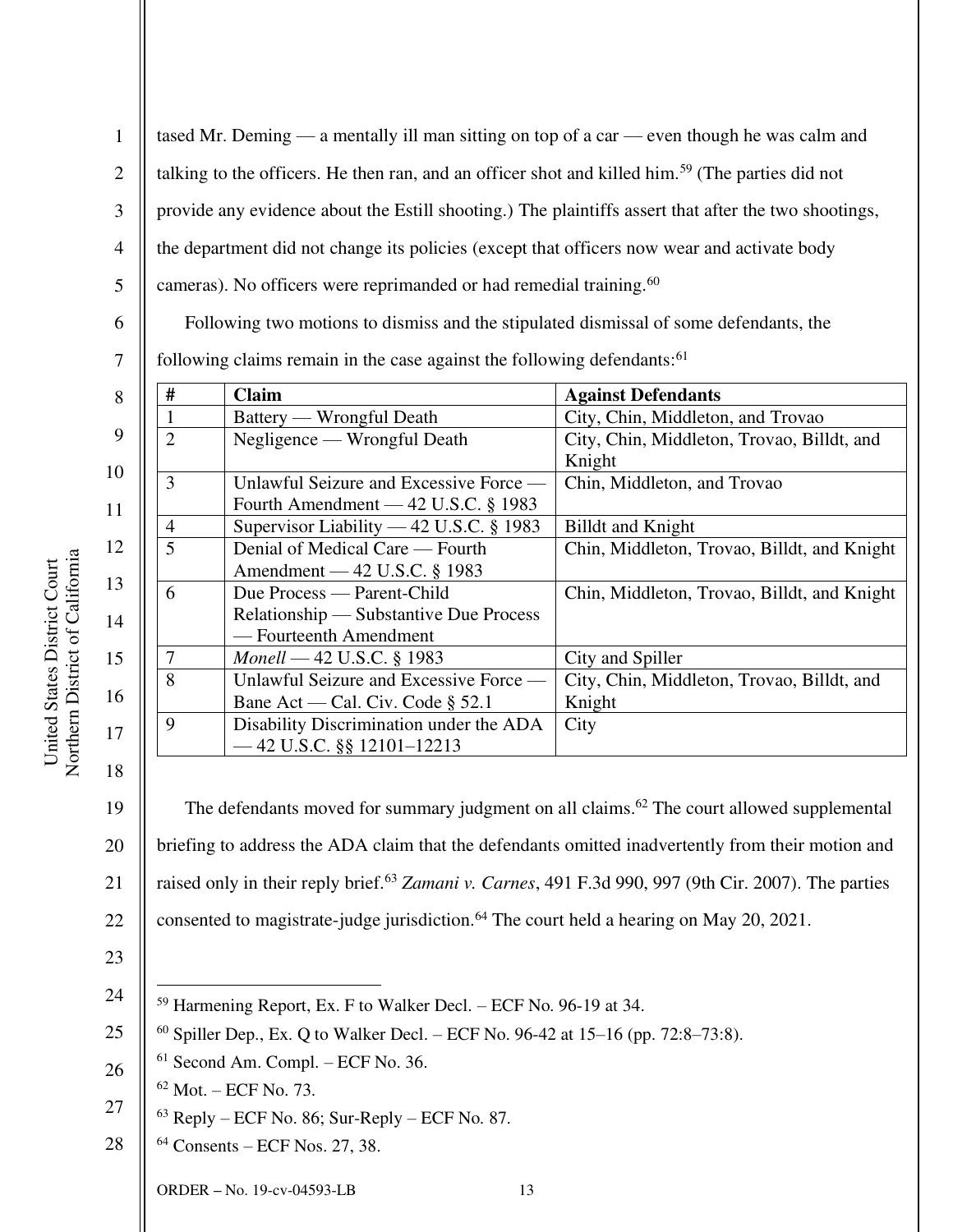tased Mr. Deming — a mentally ill man sitting on top of a car — even though he was calm and talking to the officers. He then ran, and an officer shot and killed him.[59] (The parties did not provide any evidence about the Estill shooting.) The plaintiffs assert that after the two shootings, the department did not change its policies (except that officers now wear and activate body cameras). No officers were reprimanded or had remedial training.[60]

Following two motions to dismiss and the stipulated dismissal of some defendants, the following claims remain in the case against the following defendants:[61]

| # | Claim | Against Defendants |
|---|---|---|
| 1 | Battery — Wrongful Death | City, Chin, Middleton, and Trovao |
| 2 | Negligence — Wrongful Death | City, Chin, Middleton, Trovao, Billdt, and Knight |
| 3 | Unlawful Seizure and Excessive Force — Fourth Amendment — 42 U.S.C. § 1983 | Chin, Middleton, and Trovao |
| 4 | Supervisor Liability — 42 U.S.C. § 1983 | Billdt and Knight |
| 5 | Denial of Medical Care — Fourth Amendment — 42 U.S.C. § 1983 | Chin, Middleton, Trovao, Billdt, and Knight |
| 6 | Due Process — Parent-Child Relationship — Substantive Due Process — Fourteenth Amendment | Chin, Middleton, Trovao, Billdt, and Knight |
| 7 | *Monell* — 42 U.S.C. § 1983 | City and Spiller |
| 8 | Unlawful Seizure and Excessive Force — Bane Act — Cal. Civ. Code § 52.1 | City, Chin, Middleton, Trovao, Billdt, and Knight |
| 9 | Disability Discrimination under the ADA — 42 U.S.C. §§ 12101–12213 | City |

The defendants moved for summary judgment on all claims.[62] The court allowed supplemental briefing to address the ADA claim that the defendants omitted inadvertently from their motion and raised only in their reply brief.[63] *Zamani v. Carnes*, 491 F.3d 990, 997 (9th Cir. 2007). The parties consented to magistrate-judge jurisdiction.[64] The court held a hearing on May 20, 2021.

---

[59] Harmening Report, Ex. F to Walker Decl. – ECF No. 96-19 at 34.

[60] Spiller Dep., Ex. Q to Walker Decl. – ECF No. 96-42 at 15–16 (pp. 72:8–73:8).

[61] Second Am. Compl. – ECF No. 36.

[62] Mot. – ECF No. 73.

[63] Reply – ECF No. 86; Sur-Reply – ECF No. 87.

[64] Consents – ECF Nos. 27, 38.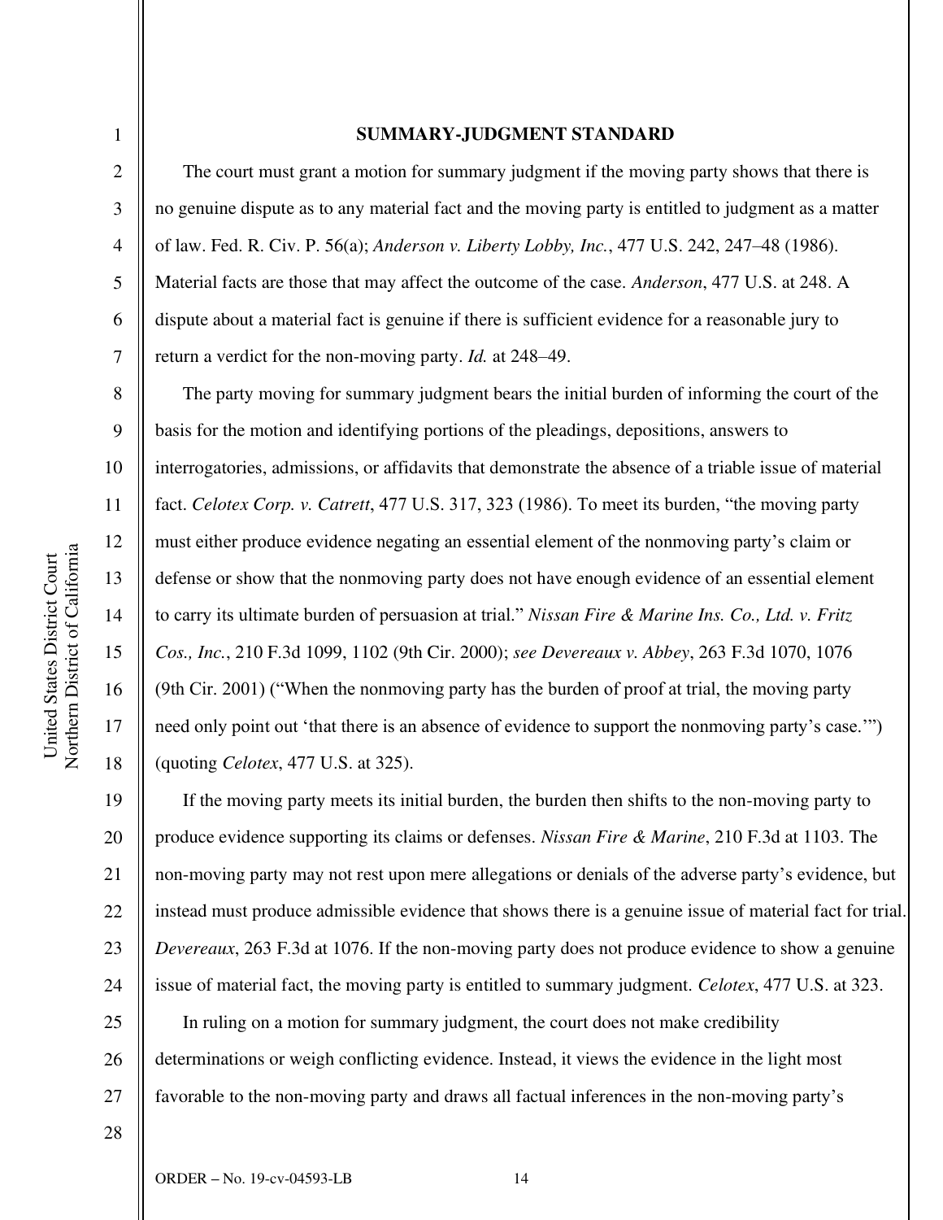## SUMMARY-JUDGMENT STANDARD

The court must grant a motion for summary judgment if the moving party shows that there is no genuine dispute as to any material fact and the moving party is entitled to judgment as a matter of law. Fed. R. Civ. P. 56(a); *Anderson v. Liberty Lobby, Inc.*, 477 U.S. 242, 247–48 (1986). Material facts are those that may affect the outcome of the case. *Anderson*, 477 U.S. at 248. A dispute about a material fact is genuine if there is sufficient evidence for a reasonable jury to return a verdict for the non-moving party. *Id.* at 248–49.

The party moving for summary judgment bears the initial burden of informing the court of the basis for the motion and identifying portions of the pleadings, depositions, answers to interrogatories, admissions, or affidavits that demonstrate the absence of a triable issue of material fact. *Celotex Corp. v. Catrett*, 477 U.S. 317, 323 (1986). To meet its burden, "the moving party must either produce evidence negating an essential element of the nonmoving party's claim or defense or show that the nonmoving party does not have enough evidence of an essential element to carry its ultimate burden of persuasion at trial." *Nissan Fire & Marine Ins. Co., Ltd. v. Fritz Cos., Inc.*, 210 F.3d 1099, 1102 (9th Cir. 2000); *see Devereaux v. Abbey*, 263 F.3d 1070, 1076 (9th Cir. 2001) ("When the nonmoving party has the burden of proof at trial, the moving party need only point out 'that there is an absence of evidence to support the nonmoving party's case.'") (quoting *Celotex*, 477 U.S. at 325).

If the moving party meets its initial burden, the burden then shifts to the non-moving party to produce evidence supporting its claims or defenses. *Nissan Fire & Marine*, 210 F.3d at 1103. The non-moving party may not rest upon mere allegations or denials of the adverse party's evidence, but instead must produce admissible evidence that shows there is a genuine issue of material fact for trial. *Devereaux*, 263 F.3d at 1076. If the non-moving party does not produce evidence to show a genuine issue of material fact, the moving party is entitled to summary judgment. *Celotex*, 477 U.S. at 323.

In ruling on a motion for summary judgment, the court does not make credibility determinations or weigh conflicting evidence. Instead, it views the evidence in the light most favorable to the non-moving party and draws all factual inferences in the non-moving party's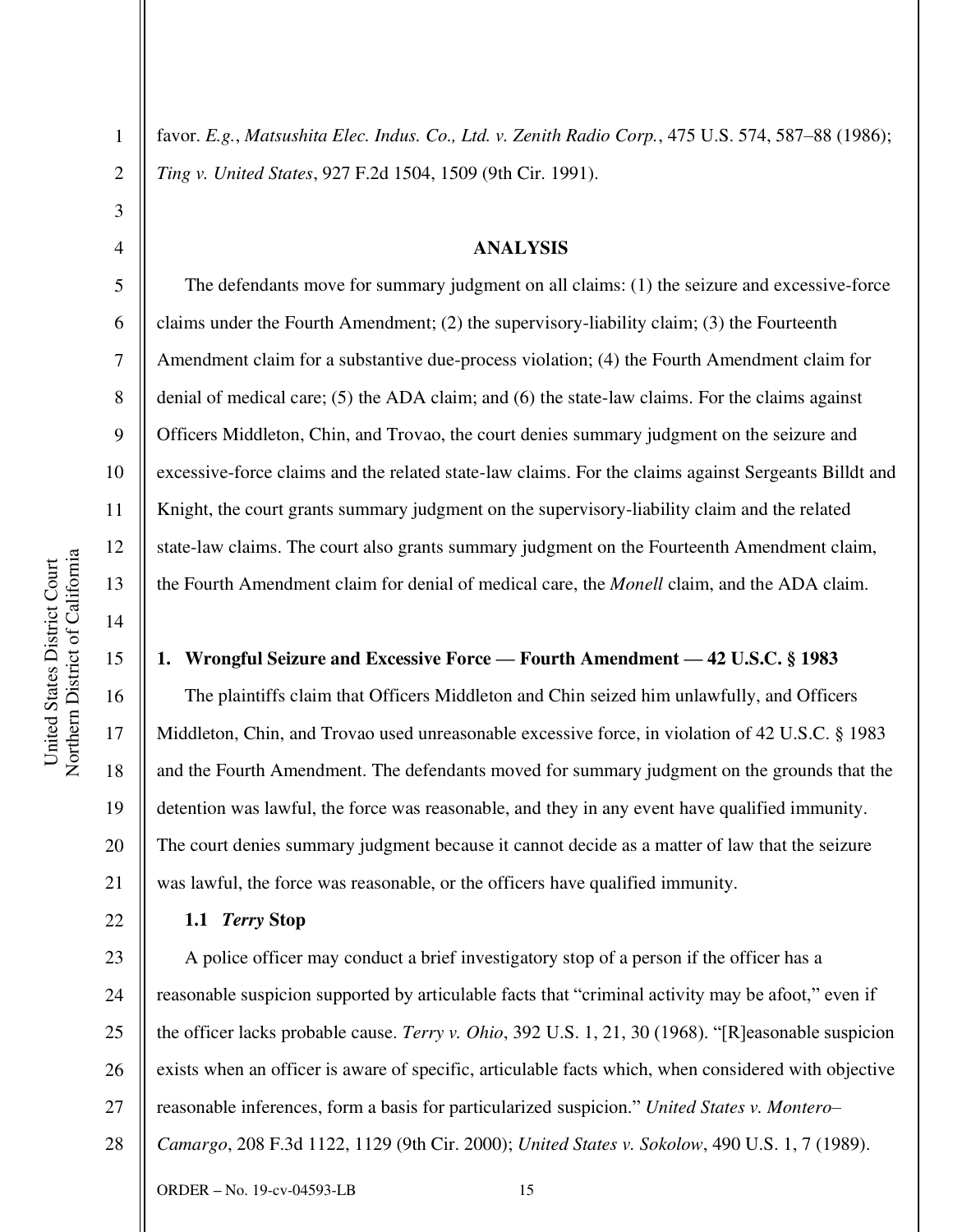favor. *E.g.*, *Matsushita Elec. Indus. Co., Ltd. v. Zenith Radio Corp.*, 475 U.S. 574, 587–88 (1986); *Ting v. United States*, 927 F.2d 1504, 1509 (9th Cir. 1991).

## ANALYSIS

The defendants move for summary judgment on all claims: (1) the seizure and excessive-force claims under the Fourth Amendment; (2) the supervisory-liability claim; (3) the Fourteenth Amendment claim for a substantive due-process violation; (4) the Fourth Amendment claim for denial of medical care; (5) the ADA claim; and (6) the state-law claims. For the claims against Officers Middleton, Chin, and Trovao, the court denies summary judgment on the seizure and excessive-force claims and the related state-law claims. For the claims against Sergeants Billdt and Knight, the court grants summary judgment on the supervisory-liability claim and the related state-law claims. The court also grants summary judgment on the Fourteenth Amendment claim, the Fourth Amendment claim for denial of medical care, the *Monell* claim, and the ADA claim.

### 1. Wrongful Seizure and Excessive Force — Fourth Amendment — 42 U.S.C. § 1983

The plaintiffs claim that Officers Middleton and Chin seized him unlawfully, and Officers Middleton, Chin, and Trovao used unreasonable excessive force, in violation of 42 U.S.C. § 1983 and the Fourth Amendment. The defendants moved for summary judgment on the grounds that the detention was lawful, the force was reasonable, and they in any event have qualified immunity. The court denies summary judgment because it cannot decide as a matter of law that the seizure was lawful, the force was reasonable, or the officers have qualified immunity.

#### 1.1 *Terry* Stop

A police officer may conduct a brief investigatory stop of a person if the officer has a reasonable suspicion supported by articulable facts that "criminal activity may be afoot," even if the officer lacks probable cause. *Terry v. Ohio*, 392 U.S. 1, 21, 30 (1968). "[R]easonable suspicion exists when an officer is aware of specific, articulable facts which, when considered with objective reasonable inferences, form a basis for particularized suspicion." *United States v. Montero–Camargo*, 208 F.3d 1122, 1129 (9th Cir. 2000); *United States v. Sokolow*, 490 U.S. 1, 7 (1989).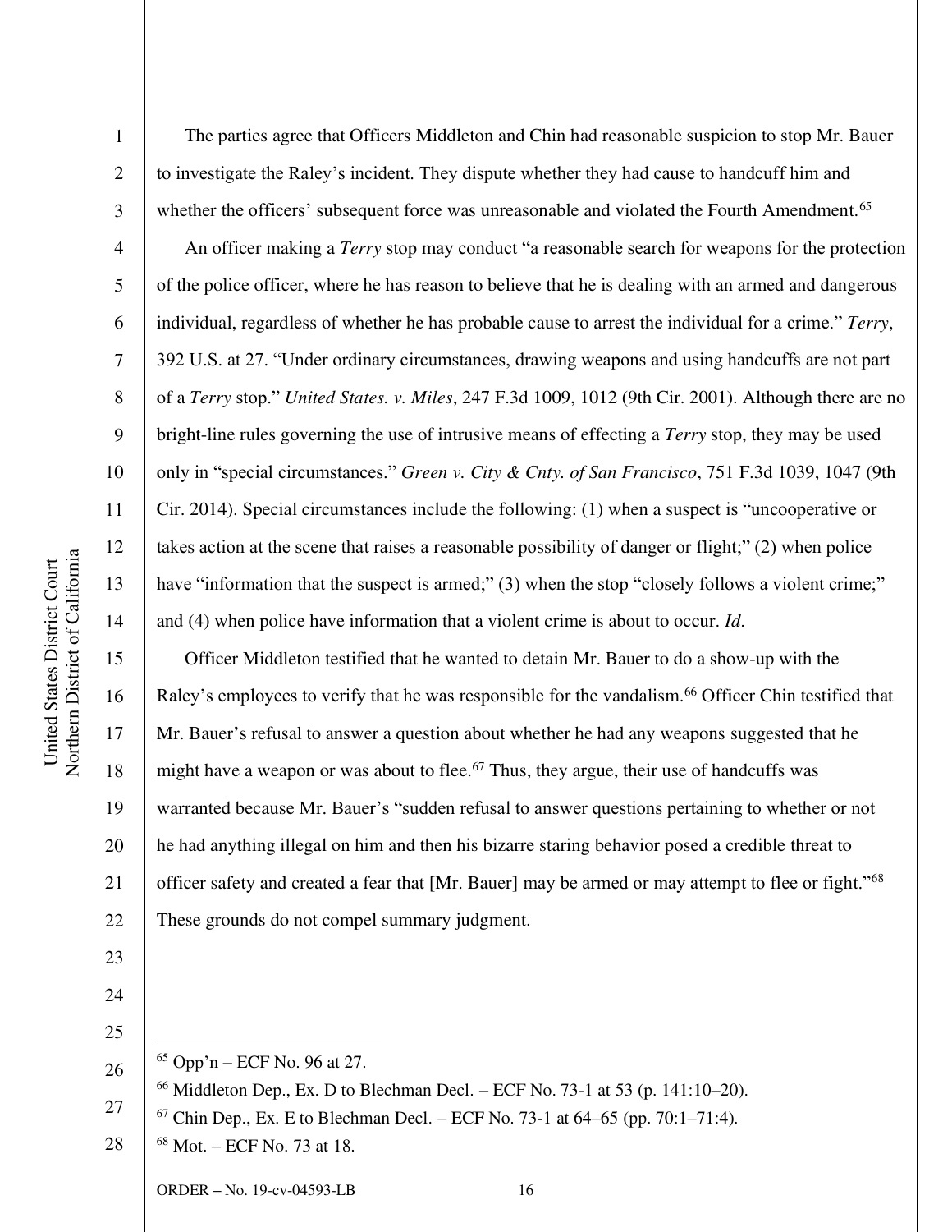The parties agree that Officers Middleton and Chin had reasonable suspicion to stop Mr. Bauer to investigate the Raley's incident. They dispute whether they had cause to handcuff him and whether the officers' subsequent force was unreasonable and violated the Fourth Amendment.[65]

An officer making a *Terry* stop may conduct "a reasonable search for weapons for the protection of the police officer, where he has reason to believe that he is dealing with an armed and dangerous individual, regardless of whether he has probable cause to arrest the individual for a crime." *Terry*, 392 U.S. at 27. "Under ordinary circumstances, drawing weapons and using handcuffs are not part of a *Terry* stop." *United States. v. Miles*, 247 F.3d 1009, 1012 (9th Cir. 2001). Although there are no bright-line rules governing the use of intrusive means of effecting a *Terry* stop, they may be used only in "special circumstances." *Green v. City & Cnty. of San Francisco*, 751 F.3d 1039, 1047 (9th Cir. 2014). Special circumstances include the following: (1) when a suspect is "uncooperative or takes action at the scene that raises a reasonable possibility of danger or flight;" (2) when police have "information that the suspect is armed;" (3) when the stop "closely follows a violent crime;" and (4) when police have information that a violent crime is about to occur. *Id*.

Officer Middleton testified that he wanted to detain Mr. Bauer to do a show-up with the Raley's employees to verify that he was responsible for the vandalism.[66] Officer Chin testified that Mr. Bauer's refusal to answer a question about whether he had any weapons suggested that he might have a weapon or was about to flee.[67] Thus, they argue, their use of handcuffs was warranted because Mr. Bauer's "sudden refusal to answer questions pertaining to whether or not he had anything illegal on him and then his bizarre staring behavior posed a credible threat to officer safety and created a fear that [Mr. Bauer] may be armed or may attempt to flee or fight."[68] These grounds do not compel summary judgment.

---

[65] Opp'n – ECF No. 96 at 27.

[66] Middleton Dep., Ex. D to Blechman Decl. – ECF No. 73-1 at 53 (p. 141:10–20).

[67] Chin Dep., Ex. E to Blechman Decl. – ECF No. 73-1 at 64–65 (pp. 70:1–71:4).

[68] Mot. – ECF No. 73 at 18.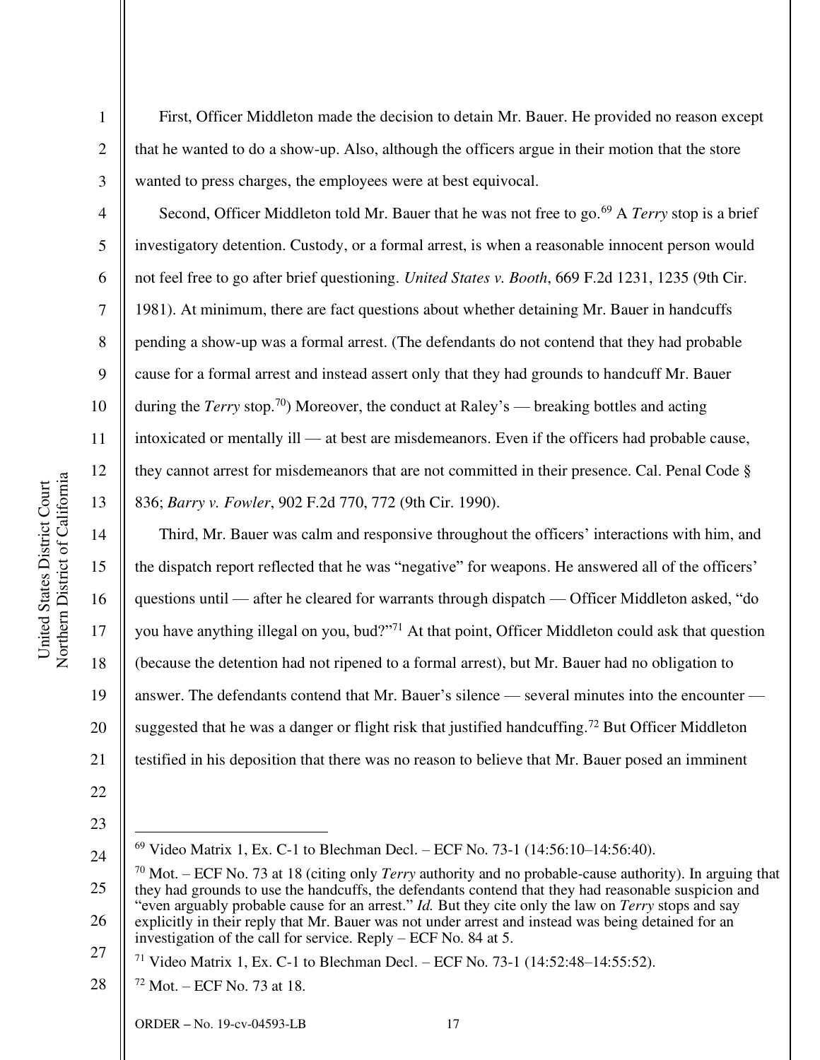First, Officer Middleton made the decision to detain Mr. Bauer. He provided no reason except that he wanted to do a show-up. Also, although the officers argue in their motion that the store wanted to press charges, the employees were at best equivocal.

Second, Officer Middleton told Mr. Bauer that he was not free to go.[69] A *Terry* stop is a brief investigatory detention. Custody, or a formal arrest, is when a reasonable innocent person would not feel free to go after brief questioning. *United States v. Booth*, 669 F.2d 1231, 1235 (9th Cir. 1981). At minimum, there are fact questions about whether detaining Mr. Bauer in handcuffs pending a show-up was a formal arrest. (The defendants do not contend that they had probable cause for a formal arrest and instead assert only that they had grounds to handcuff Mr. Bauer during the *Terry* stop.[70]) Moreover, the conduct at Raley's — breaking bottles and acting intoxicated or mentally ill — at best are misdemeanors. Even if the officers had probable cause, they cannot arrest for misdemeanors that are not committed in their presence. Cal. Penal Code § 836; *Barry v. Fowler*, 902 F.2d 770, 772 (9th Cir. 1990).

Third, Mr. Bauer was calm and responsive throughout the officers' interactions with him, and the dispatch report reflected that he was "negative" for weapons. He answered all of the officers' questions until — after he cleared for warrants through dispatch — Officer Middleton asked, "do you have anything illegal on you, bud?"[71] At that point, Officer Middleton could ask that question (because the detention had not ripened to a formal arrest), but Mr. Bauer had no obligation to answer. The defendants contend that Mr. Bauer's silence — several minutes into the encounter — suggested that he was a danger or flight risk that justified handcuffing.[72] But Officer Middleton testified in his deposition that there was no reason to believe that Mr. Bauer posed an imminent

---

[69] Video Matrix 1, Ex. C-1 to Blechman Decl. – ECF No. 73-1 (14:56:10–14:56:40).

[70] Mot. – ECF No. 73 at 18 (citing only *Terry* authority and no probable-cause authority). In arguing that they had grounds to use the handcuffs, the defendants contend that they had reasonable suspicion and "even arguably probable cause for an arrest." *Id.* But they cite only the law on *Terry* stops and say explicitly in their reply that Mr. Bauer was not under arrest and instead was being detained for an investigation of the call for service. Reply – ECF No. 84 at 5.

[71] Video Matrix 1, Ex. C-1 to Blechman Decl. – ECF No. 73-1 (14:52:48–14:55:52).

[72] Mot. – ECF No. 73 at 18.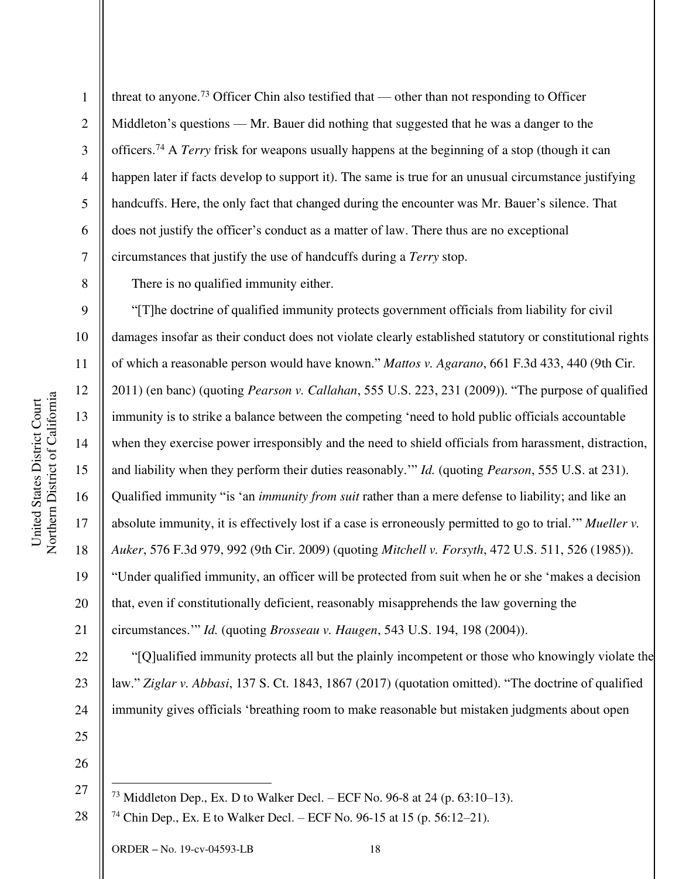threat to anyone.[73] Officer Chin also testified that — other than not responding to Officer Middleton's questions — Mr. Bauer did nothing that suggested that he was a danger to the officers.[74] A *Terry* frisk for weapons usually happens at the beginning of a stop (though it can happen later if facts develop to support it). The same is true for an unusual circumstance justifying handcuffs. Here, the only fact that changed during the encounter was Mr. Bauer's silence. That does not justify the officer's conduct as a matter of law. There thus are no exceptional circumstances that justify the use of handcuffs during a *Terry* stop.

There is no qualified immunity either.

"[T]he doctrine of qualified immunity protects government officials from liability for civil damages insofar as their conduct does not violate clearly established statutory or constitutional rights of which a reasonable person would have known." *Mattos v. Agarano*, 661 F.3d 433, 440 (9th Cir. 2011) (en banc) (quoting *Pearson v. Callahan*, 555 U.S. 223, 231 (2009)). "The purpose of qualified immunity is to strike a balance between the competing 'need to hold public officials accountable when they exercise power irresponsibly and the need to shield officials from harassment, distraction, and liability when they perform their duties reasonably.'" *Id.* (quoting *Pearson*, 555 U.S. at 231). Qualified immunity "is 'an *immunity from suit* rather than a mere defense to liability; and like an absolute immunity, it is effectively lost if a case is erroneously permitted to go to trial.'" *Mueller v. Auker*, 576 F.3d 979, 992 (9th Cir. 2009) (quoting *Mitchell v. Forsyth*, 472 U.S. 511, 526 (1985)). "Under qualified immunity, an officer will be protected from suit when he or she 'makes a decision that, even if constitutionally deficient, reasonably misapprehends the law governing the circumstances.'" *Id.* (quoting *Brosseau v. Haugen*, 543 U.S. 194, 198 (2004)).

"[Q]ualified immunity protects all but the plainly incompetent or those who knowingly violate the law." *Ziglar v. Abbasi*, 137 S. Ct. 1843, 1867 (2017) (quotation omitted). "The doctrine of qualified immunity gives officials 'breathing room to make reasonable but mistaken judgments about open

---

[73] Middleton Dep., Ex. D to Walker Decl. – ECF No. 96-8 at 24 (p. 63:10–13).

[74] Chin Dep., Ex. E to Walker Decl. – ECF No. 96-15 at 15 (p. 56:12–21).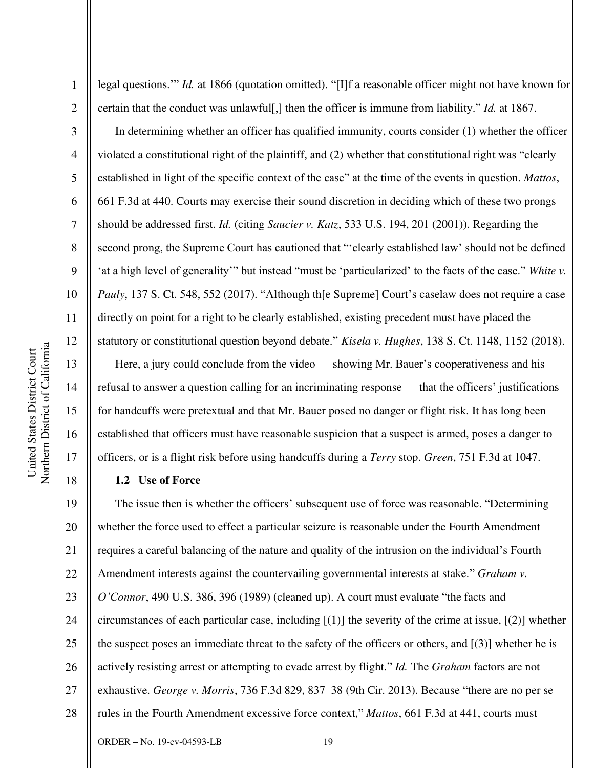legal questions.'" *Id.* at 1866 (quotation omitted). "[I]f a reasonable officer might not have known for certain that the conduct was unlawful[,] then the officer is immune from liability." *Id.* at 1867.

In determining whether an officer has qualified immunity, courts consider (1) whether the officer violated a constitutional right of the plaintiff, and (2) whether that constitutional right was "clearly established in light of the specific context of the case" at the time of the events in question. *Mattos*, 661 F.3d at 440. Courts may exercise their sound discretion in deciding which of these two prongs should be addressed first. *Id.* (citing *Saucier v. Katz*, 533 U.S. 194, 201 (2001)). Regarding the second prong, the Supreme Court has cautioned that "'clearly established law' should not be defined 'at a high level of generality'" but instead "must be 'particularized' to the facts of the case." *White v. Pauly*, 137 S. Ct. 548, 552 (2017). "Although th[e Supreme] Court's caselaw does not require a case directly on point for a right to be clearly established, existing precedent must have placed the statutory or constitutional question beyond debate." *Kisela v. Hughes*, 138 S. Ct. 1148, 1152 (2018).

Here, a jury could conclude from the video — showing Mr. Bauer's cooperativeness and his refusal to answer a question calling for an incriminating response — that the officers' justifications for handcuffs were pretextual and that Mr. Bauer posed no danger or flight risk. It has long been established that officers must have reasonable suspicion that a suspect is armed, poses a danger to officers, or is a flight risk before using handcuffs during a *Terry* stop. *Green*, 751 F.3d at 1047.

**1.2 Use of Force**

The issue then is whether the officers' subsequent use of force was reasonable. "Determining whether the force used to effect a particular seizure is reasonable under the Fourth Amendment requires a careful balancing of the nature and quality of the intrusion on the individual's Fourth Amendment interests against the countervailing governmental interests at stake." *Graham v. O'Connor*, 490 U.S. 386, 396 (1989) (cleaned up). A court must evaluate "the facts and circumstances of each particular case, including [(1)] the severity of the crime at issue, [(2)] whether the suspect poses an immediate threat to the safety of the officers or others, and [(3)] whether he is actively resisting arrest or attempting to evade arrest by flight." *Id.* The *Graham* factors are not exhaustive. *George v. Morris*, 736 F.3d 829, 837–38 (9th Cir. 2013). Because "there are no per se rules in the Fourth Amendment excessive force context," *Mattos*, 661 F.3d at 441, courts must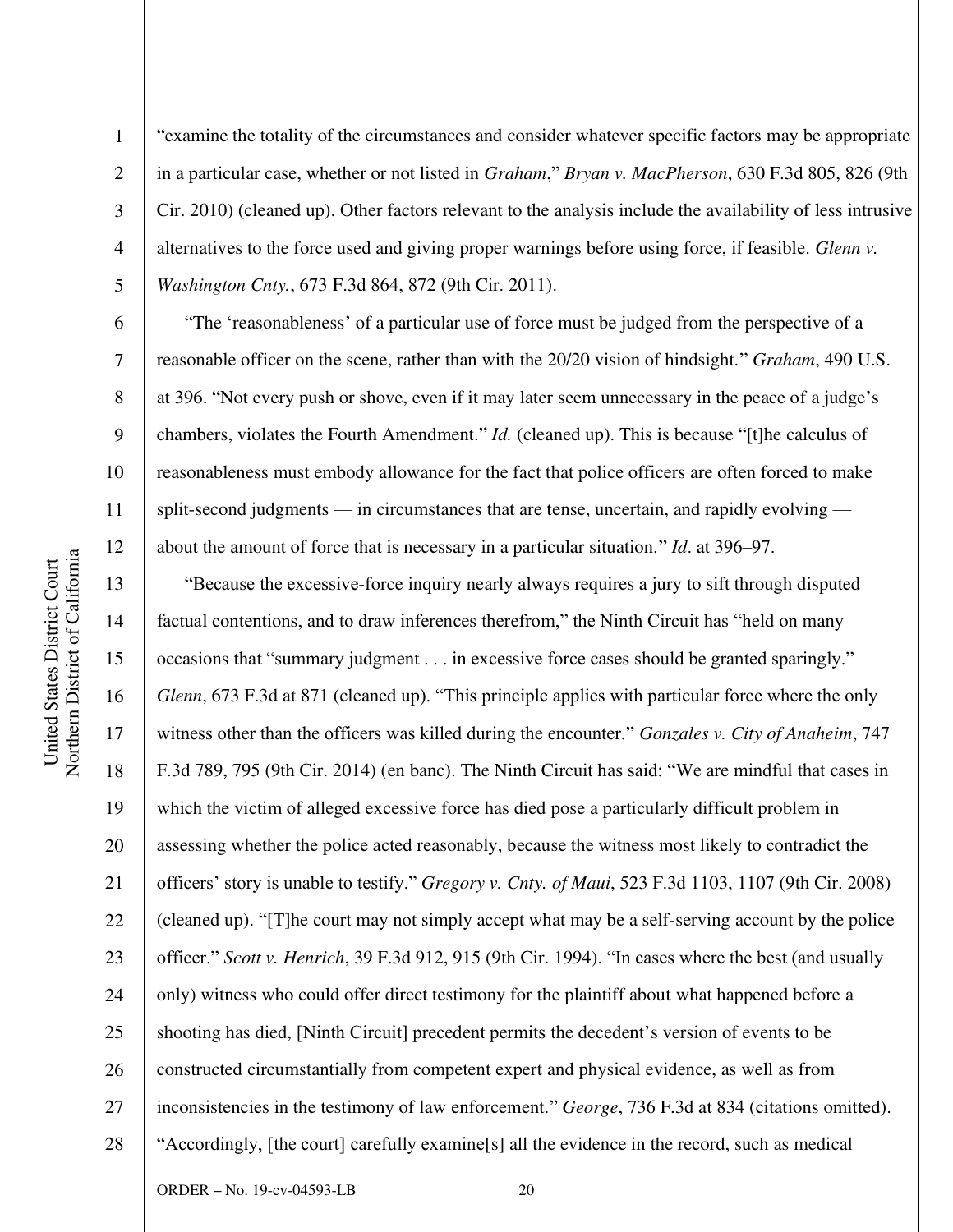"examine the totality of the circumstances and consider whatever specific factors may be appropriate in a particular case, whether or not listed in *Graham*," *Bryan v. MacPherson*, 630 F.3d 805, 826 (9th Cir. 2010) (cleaned up). Other factors relevant to the analysis include the availability of less intrusive alternatives to the force used and giving proper warnings before using force, if feasible. *Glenn v. Washington Cnty.*, 673 F.3d 864, 872 (9th Cir. 2011).

"The 'reasonableness' of a particular use of force must be judged from the perspective of a reasonable officer on the scene, rather than with the 20/20 vision of hindsight." *Graham*, 490 U.S. at 396. "Not every push or shove, even if it may later seem unnecessary in the peace of a judge's chambers, violates the Fourth Amendment." *Id.* (cleaned up). This is because "[t]he calculus of reasonableness must embody allowance for the fact that police officers are often forced to make split-second judgments — in circumstances that are tense, uncertain, and rapidly evolving — about the amount of force that is necessary in a particular situation." *Id*. at 396–97.

"Because the excessive-force inquiry nearly always requires a jury to sift through disputed factual contentions, and to draw inferences therefrom," the Ninth Circuit has "held on many occasions that "summary judgment . . . in excessive force cases should be granted sparingly." *Glenn*, 673 F.3d at 871 (cleaned up). "This principle applies with particular force where the only witness other than the officers was killed during the encounter." *Gonzales v. City of Anaheim*, 747 F.3d 789, 795 (9th Cir. 2014) (en banc). The Ninth Circuit has said: "We are mindful that cases in which the victim of alleged excessive force has died pose a particularly difficult problem in assessing whether the police acted reasonably, because the witness most likely to contradict the officers' story is unable to testify." *Gregory v. Cnty. of Maui*, 523 F.3d 1103, 1107 (9th Cir. 2008) (cleaned up). "[T]he court may not simply accept what may be a self-serving account by the police officer." *Scott v. Henrich*, 39 F.3d 912, 915 (9th Cir. 1994). "In cases where the best (and usually only) witness who could offer direct testimony for the plaintiff about what happened before a shooting has died, [Ninth Circuit] precedent permits the decedent's version of events to be constructed circumstantially from competent expert and physical evidence, as well as from inconsistencies in the testimony of law enforcement." *George*, 736 F.3d at 834 (citations omitted). "Accordingly, [the court] carefully examine[s] all the evidence in the record, such as medical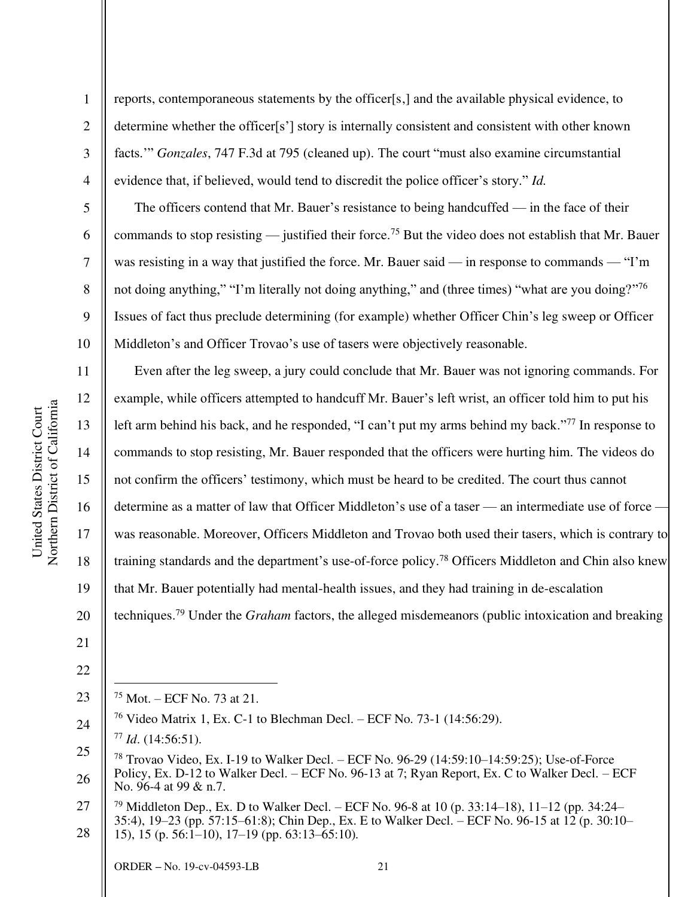reports, contemporaneous statements by the officer[s,] and the available physical evidence, to determine whether the officer[s'] story is internally consistent and consistent with other known facts.'" *Gonzales*, 747 F.3d at 795 (cleaned up). The court "must also examine circumstantial evidence that, if believed, would tend to discredit the police officer's story." *Id.*

The officers contend that Mr. Bauer's resistance to being handcuffed — in the face of their commands to stop resisting — justified their force.[75] But the video does not establish that Mr. Bauer was resisting in a way that justified the force. Mr. Bauer said — in response to commands — "I'm not doing anything," "I'm literally not doing anything," and (three times) "what are you doing?"[76] Issues of fact thus preclude determining (for example) whether Officer Chin's leg sweep or Officer Middleton's and Officer Trovao's use of tasers were objectively reasonable.

Even after the leg sweep, a jury could conclude that Mr. Bauer was not ignoring commands. For example, while officers attempted to handcuff Mr. Bauer's left wrist, an officer told him to put his left arm behind his back, and he responded, "I can't put my arms behind my back."[77] In response to commands to stop resisting, Mr. Bauer responded that the officers were hurting him. The videos do not confirm the officers' testimony, which must be heard to be credited. The court thus cannot determine as a matter of law that Officer Middleton's use of a taser — an intermediate use of force — was reasonable. Moreover, Officers Middleton and Trovao both used their tasers, which is contrary to training standards and the department's use-of-force policy.[78] Officers Middleton and Chin also knew that Mr. Bauer potentially had mental-health issues, and they had training in de-escalation techniques.[79] Under the *Graham* factors, the alleged misdemeanors (public intoxication and breaking

---

[75] Mot. – ECF No. 73 at 21.

[76] Video Matrix 1, Ex. C-1 to Blechman Decl. – ECF No. 73-1 (14:56:29).

[77] *Id*. (14:56:51).

[78] Trovao Video, Ex. I-19 to Walker Decl. – ECF No. 96-29 (14:59:10–14:59:25); Use-of-Force Policy, Ex. D-12 to Walker Decl. – ECF No. 96-13 at 7; Ryan Report, Ex. C to Walker Decl. – ECF No. 96-4 at 99 & n.7.

[79] Middleton Dep., Ex. D to Walker Decl. – ECF No. 96-8 at 10 (p. 33:14–18), 11–12 (pp. 34:24–35:4), 19–23 (pp. 57:15–61:8); Chin Dep., Ex. E to Walker Decl. – ECF No. 96-15 at 12 (p. 30:10–15), 15 (p. 56:1–10), 17–19 (pp. 63:13–65:10).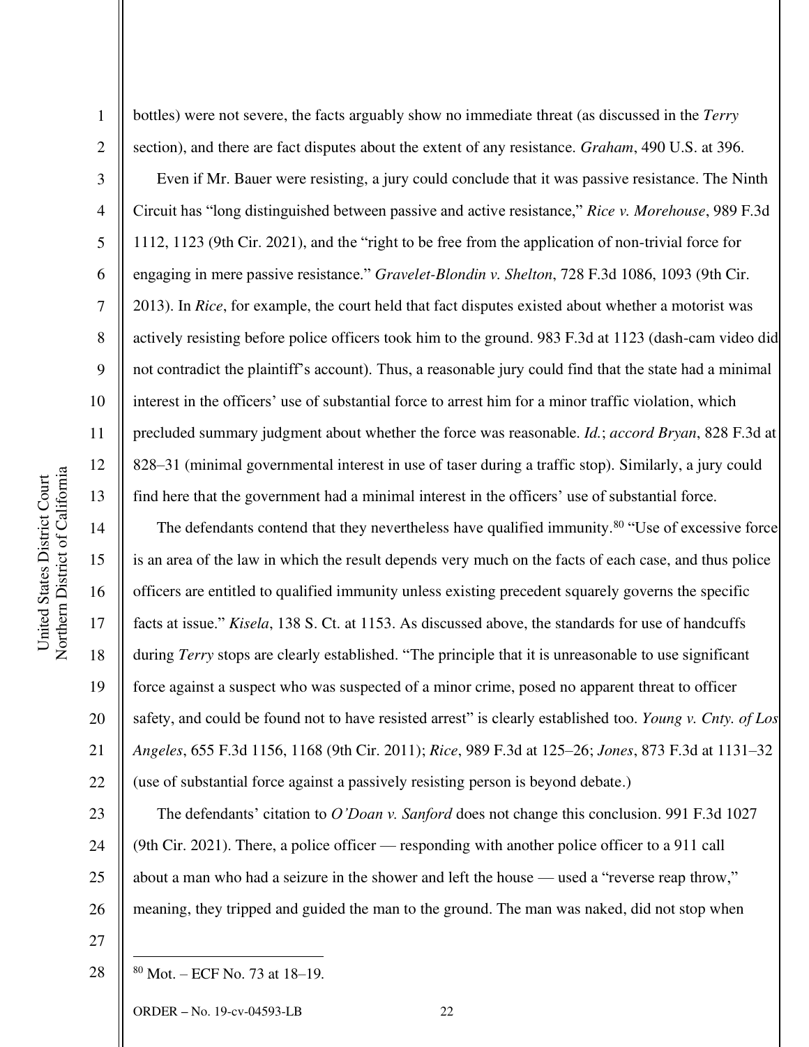bottles) were not severe, the facts arguably show no immediate threat (as discussed in the *Terry* section), and there are fact disputes about the extent of any resistance. *Graham*, 490 U.S. at 396.

Even if Mr. Bauer were resisting, a jury could conclude that it was passive resistance. The Ninth Circuit has "long distinguished between passive and active resistance," *Rice v. Morehouse*, 989 F.3d 1112, 1123 (9th Cir. 2021), and the "right to be free from the application of non-trivial force for engaging in mere passive resistance." *Gravelet-Blondin v. Shelton*, 728 F.3d 1086, 1093 (9th Cir. 2013). In *Rice*, for example, the court held that fact disputes existed about whether a motorist was actively resisting before police officers took him to the ground. 983 F.3d at 1123 (dash-cam video did not contradict the plaintiff's account). Thus, a reasonable jury could find that the state had a minimal interest in the officers' use of substantial force to arrest him for a minor traffic violation, which precluded summary judgment about whether the force was reasonable. *Id.*; *accord Bryan*, 828 F.3d at 828–31 (minimal governmental interest in use of taser during a traffic stop). Similarly, a jury could find here that the government had a minimal interest in the officers' use of substantial force.

The defendants contend that they nevertheless have qualified immunity.[80] "Use of excessive force is an area of the law in which the result depends very much on the facts of each case, and thus police officers are entitled to qualified immunity unless existing precedent squarely governs the specific facts at issue." *Kisela*, 138 S. Ct. at 1153. As discussed above, the standards for use of handcuffs during *Terry* stops are clearly established. "The principle that it is unreasonable to use significant force against a suspect who was suspected of a minor crime, posed no apparent threat to officer safety, and could be found not to have resisted arrest" is clearly established too. *Young v. Cnty. of Los Angeles*, 655 F.3d 1156, 1168 (9th Cir. 2011); *Rice*, 989 F.3d at 125–26; *Jones*, 873 F.3d at 1131–32 (use of substantial force against a passively resisting person is beyond debate.)

The defendants' citation to *O'Doan v. Sanford* does not change this conclusion. 991 F.3d 1027 (9th Cir. 2021). There, a police officer — responding with another police officer to a 911 call about a man who had a seizure in the shower and left the house — used a "reverse reap throw," meaning, they tripped and guided the man to the ground. The man was naked, did not stop when

[80] Mot. – ECF No. 73 at 18–19.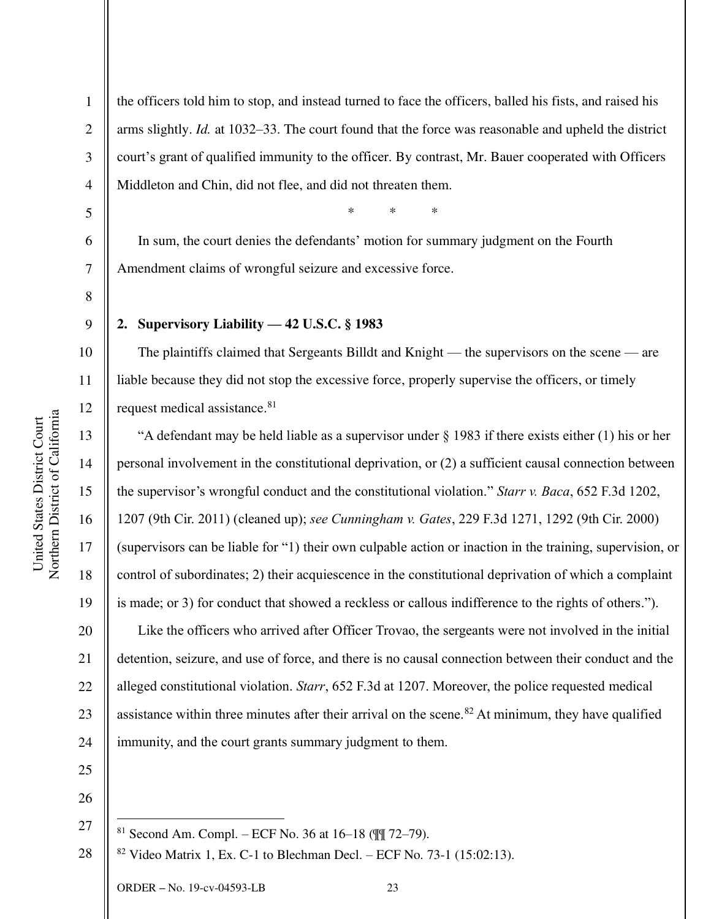the officers told him to stop, and instead turned to face the officers, balled his fists, and raised his arms slightly. *Id.* at 1032–33. The court found that the force was reasonable and upheld the district court's grant of qualified immunity to the officer. By contrast, Mr. Bauer cooperated with Officers Middleton and Chin, did not flee, and did not threaten them.

\* \* \*

In sum, the court denies the defendants' motion for summary judgment on the Fourth Amendment claims of wrongful seizure and excessive force.

**2. Supervisory Liability — 42 U.S.C. § 1983**

The plaintiffs claimed that Sergeants Billdt and Knight — the supervisors on the scene — are liable because they did not stop the excessive force, properly supervise the officers, or timely request medical assistance.[81]

"A defendant may be held liable as a supervisor under § 1983 if there exists either (1) his or her personal involvement in the constitutional deprivation, or (2) a sufficient causal connection between the supervisor's wrongful conduct and the constitutional violation." *Starr v. Baca*, 652 F.3d 1202, 1207 (9th Cir. 2011) (cleaned up); *see Cunningham v. Gates*, 229 F.3d 1271, 1292 (9th Cir. 2000) (supervisors can be liable for "1) their own culpable action or inaction in the training, supervision, or control of subordinates; 2) their acquiescence in the constitutional deprivation of which a complaint is made; or 3) for conduct that showed a reckless or callous indifference to the rights of others.").

Like the officers who arrived after Officer Trovao, the sergeants were not involved in the initial detention, seizure, and use of force, and there is no causal connection between their conduct and the alleged constitutional violation. *Starr*, 652 F.3d at 1207. Moreover, the police requested medical assistance within three minutes after their arrival on the scene.[82] At minimum, they have qualified immunity, and the court grants summary judgment to them.

---

[81] Second Am. Compl. – ECF No. 36 at 16–18 (¶¶ 72–79).

[82] Video Matrix 1, Ex. C-1 to Blechman Decl. – ECF No. 73-1 (15:02:13).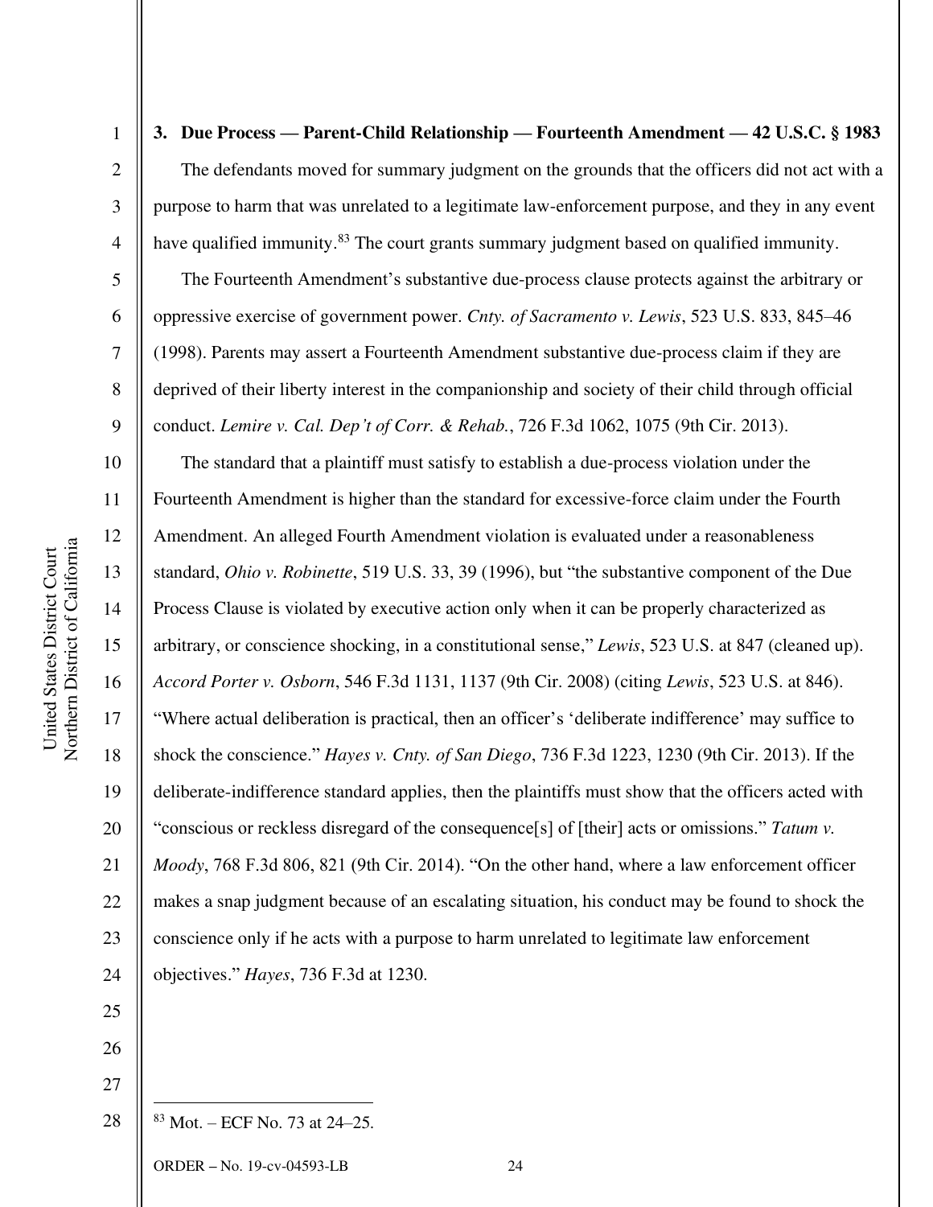### 3. Due Process — Parent-Child Relationship — Fourteenth Amendment — 42 U.S.C. § 1983

The defendants moved for summary judgment on the grounds that the officers did not act with a purpose to harm that was unrelated to a legitimate law-enforcement purpose, and they in any event have qualified immunity.[83] The court grants summary judgment based on qualified immunity.

The Fourteenth Amendment's substantive due-process clause protects against the arbitrary or oppressive exercise of government power. *Cnty. of Sacramento v. Lewis*, 523 U.S. 833, 845–46 (1998). Parents may assert a Fourteenth Amendment substantive due-process claim if they are deprived of their liberty interest in the companionship and society of their child through official conduct. *Lemire v. Cal. Dep't of Corr. & Rehab.*, 726 F.3d 1062, 1075 (9th Cir. 2013).

The standard that a plaintiff must satisfy to establish a due-process violation under the Fourteenth Amendment is higher than the standard for excessive-force claim under the Fourth Amendment. An alleged Fourth Amendment violation is evaluated under a reasonableness standard, *Ohio v. Robinette*, 519 U.S. 33, 39 (1996), but "the substantive component of the Due Process Clause is violated by executive action only when it can be properly characterized as arbitrary, or conscience shocking, in a constitutional sense," *Lewis*, 523 U.S. at 847 (cleaned up). *Accord Porter v. Osborn*, 546 F.3d 1131, 1137 (9th Cir. 2008) (citing *Lewis*, 523 U.S. at 846). "Where actual deliberation is practical, then an officer's 'deliberate indifference' may suffice to shock the conscience." *Hayes v. Cnty. of San Diego*, 736 F.3d 1223, 1230 (9th Cir. 2013). If the deliberate-indifference standard applies, then the plaintiffs must show that the officers acted with "conscious or reckless disregard of the consequence[s] of [their] acts or omissions." *Tatum v. Moody*, 768 F.3d 806, 821 (9th Cir. 2014). "On the other hand, where a law enforcement officer makes a snap judgment because of an escalating situation, his conduct may be found to shock the conscience only if he acts with a purpose to harm unrelated to legitimate law enforcement objectives." *Hayes*, 736 F.3d at 1230.

---

[83] Mot. – ECF No. 73 at 24–25.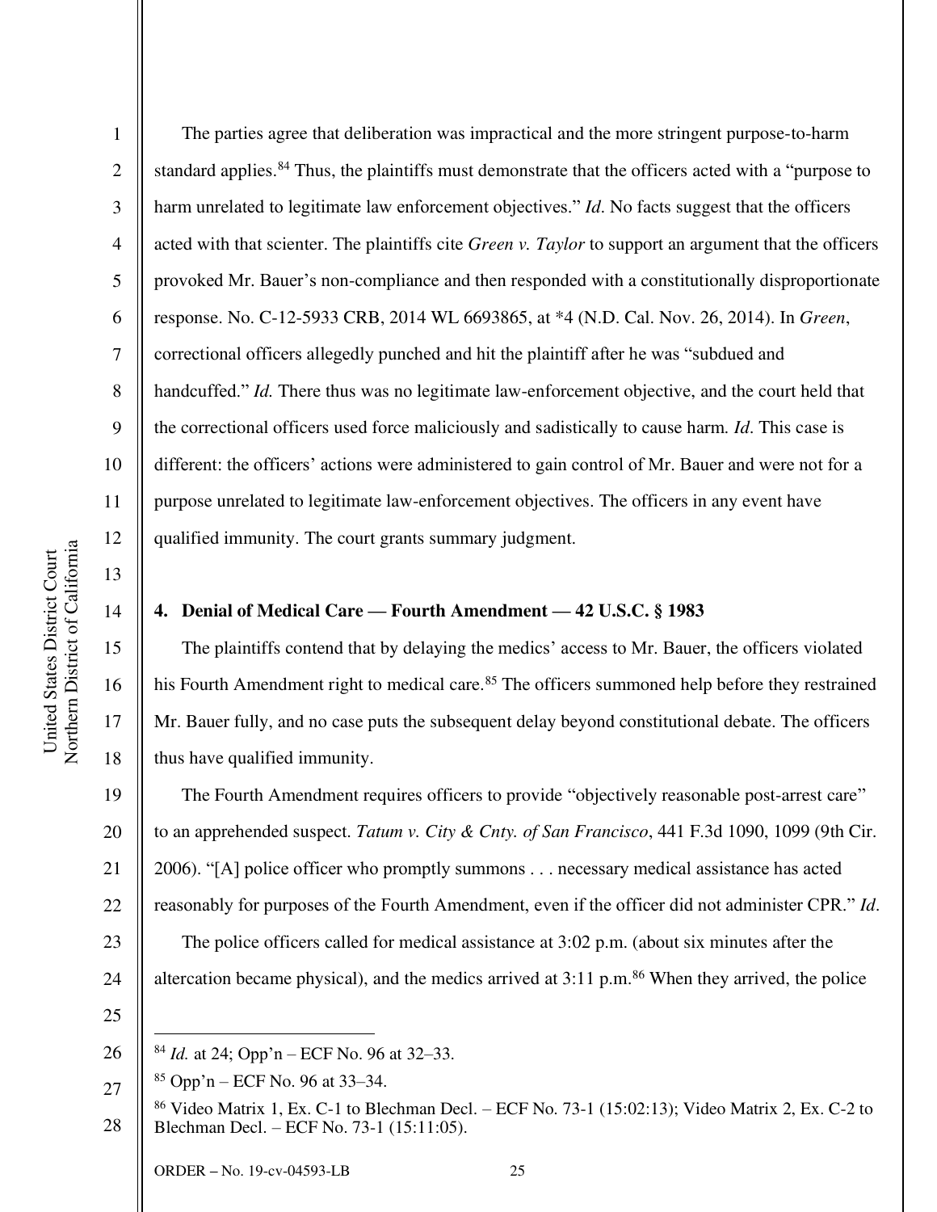The parties agree that deliberation was impractical and the more stringent purpose-to-harm standard applies.[84] Thus, the plaintiffs must demonstrate that the officers acted with a "purpose to harm unrelated to legitimate law enforcement objectives." *Id*. No facts suggest that the officers acted with that scienter. The plaintiffs cite *Green v. Taylor* to support an argument that the officers provoked Mr. Bauer's non-compliance and then responded with a constitutionally disproportionate response. No. C-12-5933 CRB, 2014 WL 6693865, at *4 (N.D. Cal. Nov. 26, 2014). In *Green*, correctional officers allegedly punched and hit the plaintiff after he was "subdued and handcuffed." *Id.* There thus was no legitimate law-enforcement objective, and the court held that the correctional officers used force maliciously and sadistically to cause harm. *Id*. This case is different: the officers' actions were administered to gain control of Mr. Bauer and were not for a purpose unrelated to legitimate law-enforcement objectives. The officers in any event have qualified immunity. The court grants summary judgment.

### 4. Denial of Medical Care — Fourth Amendment — 42 U.S.C. § 1983

The plaintiffs contend that by delaying the medics' access to Mr. Bauer, the officers violated his Fourth Amendment right to medical care.[85] The officers summoned help before they restrained Mr. Bauer fully, and no case puts the subsequent delay beyond constitutional debate. The officers thus have qualified immunity.

The Fourth Amendment requires officers to provide "objectively reasonable post-arrest care" to an apprehended suspect. *Tatum v. City & Cnty. of San Francisco*, 441 F.3d 1090, 1099 (9th Cir. 2006). "[A] police officer who promptly summons . . . necessary medical assistance has acted reasonably for purposes of the Fourth Amendment, even if the officer did not administer CPR." *Id*.

The police officers called for medical assistance at 3:02 p.m. (about six minutes after the altercation became physical), and the medics arrived at 3:11 p.m.[86] When they arrived, the police

---

[84] *Id.* at 24; Opp'n – ECF No. 96 at 32–33.

[85] Opp'n – ECF No. 96 at 33–34.

[86] Video Matrix 1, Ex. C-1 to Blechman Decl. – ECF No. 73-1 (15:02:13); Video Matrix 2, Ex. C-2 to Blechman Decl. – ECF No. 73-1 (15:11:05).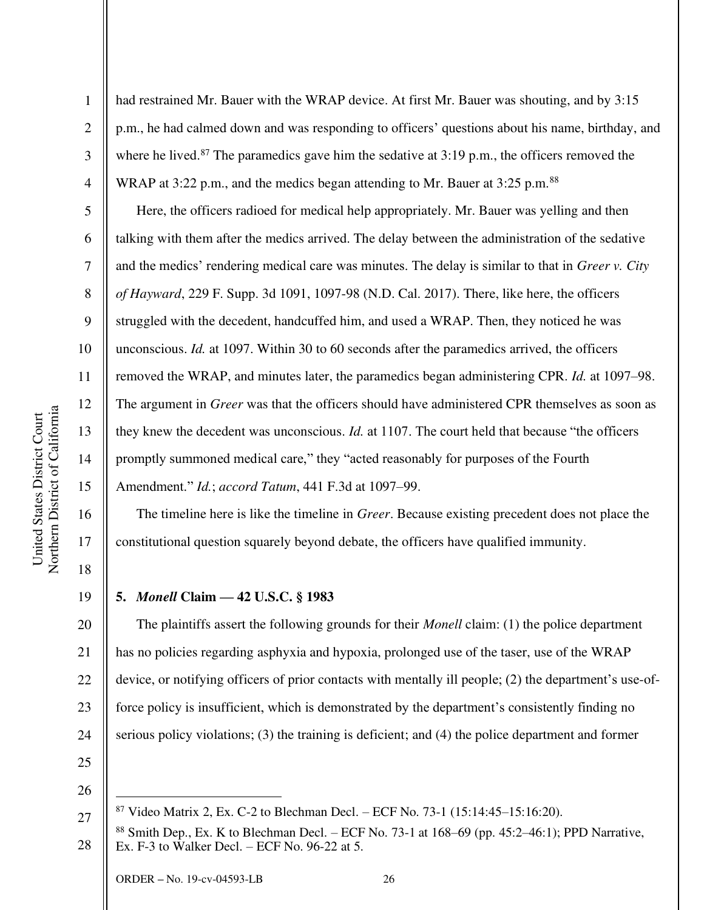had restrained Mr. Bauer with the WRAP device. At first Mr. Bauer was shouting, and by 3:15 p.m., he had calmed down and was responding to officers' questions about his name, birthday, and where he lived.[87] The paramedics gave him the sedative at 3:19 p.m., the officers removed the WRAP at 3:22 p.m., and the medics began attending to Mr. Bauer at 3:25 p.m.[88]

Here, the officers radioed for medical help appropriately. Mr. Bauer was yelling and then talking with them after the medics arrived. The delay between the administration of the sedative and the medics' rendering medical care was minutes. The delay is similar to that in *Greer v. City of Hayward*, 229 F. Supp. 3d 1091, 1097-98 (N.D. Cal. 2017). There, like here, the officers struggled with the decedent, handcuffed him, and used a WRAP. Then, they noticed he was unconscious. *Id.* at 1097. Within 30 to 60 seconds after the paramedics arrived, the officers removed the WRAP, and minutes later, the paramedics began administering CPR. *Id.* at 1097–98. The argument in *Greer* was that the officers should have administered CPR themselves as soon as they knew the decedent was unconscious. *Id.* at 1107. The court held that because "the officers promptly summoned medical care," they "acted reasonably for purposes of the Fourth Amendment." *Id.*; *accord Tatum*, 441 F.3d at 1097–99.

The timeline here is like the timeline in *Greer*. Because existing precedent does not place the constitutional question squarely beyond debate, the officers have qualified immunity.

**5. *Monell* Claim — 42 U.S.C. § 1983**

The plaintiffs assert the following grounds for their *Monell* claim: (1) the police department has no policies regarding asphyxia and hypoxia, prolonged use of the taser, use of the WRAP device, or notifying officers of prior contacts with mentally ill people; (2) the department's use-of-force policy is insufficient, which is demonstrated by the department's consistently finding no serious policy violations; (3) the training is deficient; and (4) the police department and former

---

[87] Video Matrix 2, Ex. C-2 to Blechman Decl. – ECF No. 73-1 (15:14:45–15:16:20).

[88] Smith Dep., Ex. K to Blechman Decl. – ECF No. 73-1 at 168–69 (pp. 45:2–46:1); PPD Narrative, Ex. F-3 to Walker Decl. – ECF No. 96-22 at 5.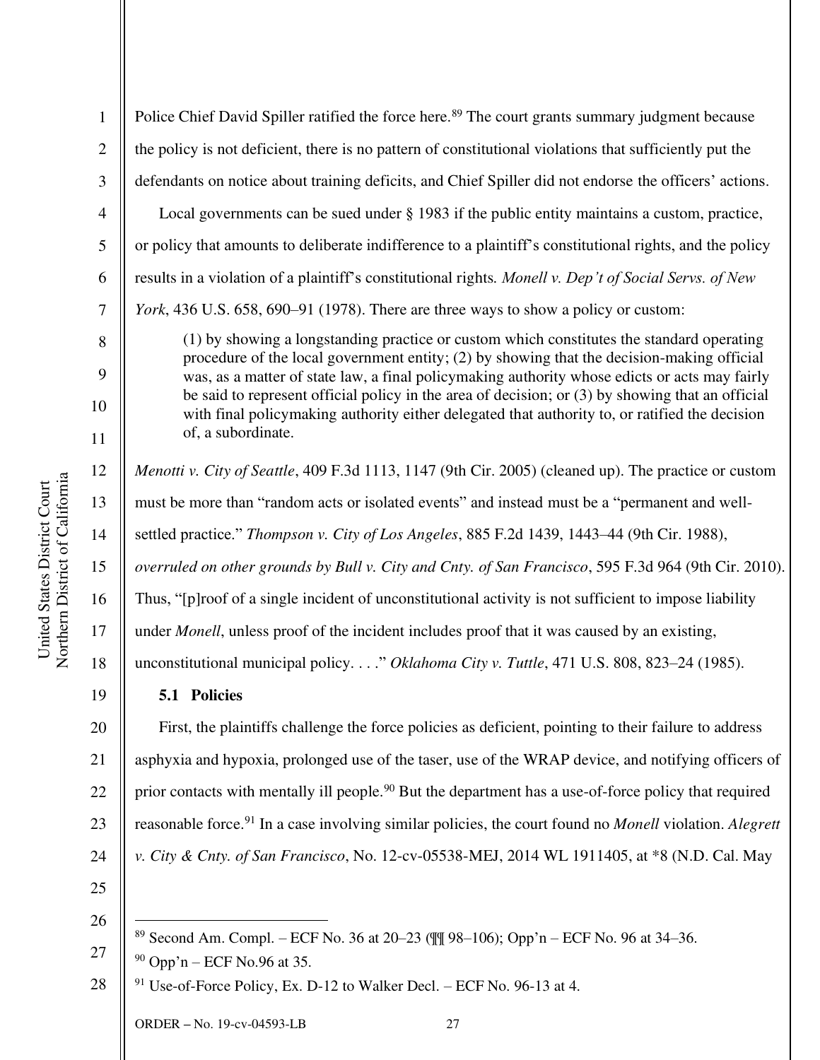Police Chief David Spiller ratified the force here.[89] The court grants summary judgment because the policy is not deficient, there is no pattern of constitutional violations that sufficiently put the defendants on notice about training deficits, and Chief Spiller did not endorse the officers' actions.

Local governments can be sued under § 1983 if the public entity maintains a custom, practice, or policy that amounts to deliberate indifference to a plaintiff's constitutional rights, and the policy results in a violation of a plaintiff's constitutional rights. *Monell v. Dep't of Social Servs. of New York*, 436 U.S. 658, 690–91 (1978). There are three ways to show a policy or custom:

> (1) by showing a longstanding practice or custom which constitutes the standard operating procedure of the local government entity; (2) by showing that the decision-making official was, as a matter of state law, a final policymaking authority whose edicts or acts may fairly be said to represent official policy in the area of decision; or (3) by showing that an official with final policymaking authority either delegated that authority to, or ratified the decision of, a subordinate.

*Menotti v. City of Seattle*, 409 F.3d 1113, 1147 (9th Cir. 2005) (cleaned up). The practice or custom must be more than "random acts or isolated events" and instead must be a "permanent and well-settled practice." *Thompson v. City of Los Angeles*, 885 F.2d 1439, 1443–44 (9th Cir. 1988), *overruled on other grounds by Bull v. City and Cnty. of San Francisco*, 595 F.3d 964 (9th Cir. 2010). Thus, "[p]roof of a single incident of unconstitutional activity is not sufficient to impose liability under *Monell*, unless proof of the incident includes proof that it was caused by an existing, unconstitutional municipal policy. . . ." *Oklahoma City v. Tuttle*, 471 U.S. 808, 823–24 (1985).

### 5.1 Policies

First, the plaintiffs challenge the force policies as deficient, pointing to their failure to address asphyxia and hypoxia, prolonged use of the taser, use of the WRAP device, and notifying officers of prior contacts with mentally ill people.[90] But the department has a use-of-force policy that required reasonable force.[91] In a case involving similar policies, the court found no *Monell* violation. *Alegrett v. City & Cnty. of San Francisco*, No. 12-cv-05538-MEJ, 2014 WL 1911405, at *8 (N.D. Cal. May

---

[89] Second Am. Compl. – ECF No. 36 at 20–23 (¶¶ 98–106); Opp'n – ECF No. 96 at 34–36.

[90] Opp'n – ECF No.96 at 35.

[91] Use-of-Force Policy, Ex. D-12 to Walker Decl. – ECF No. 96-13 at 4.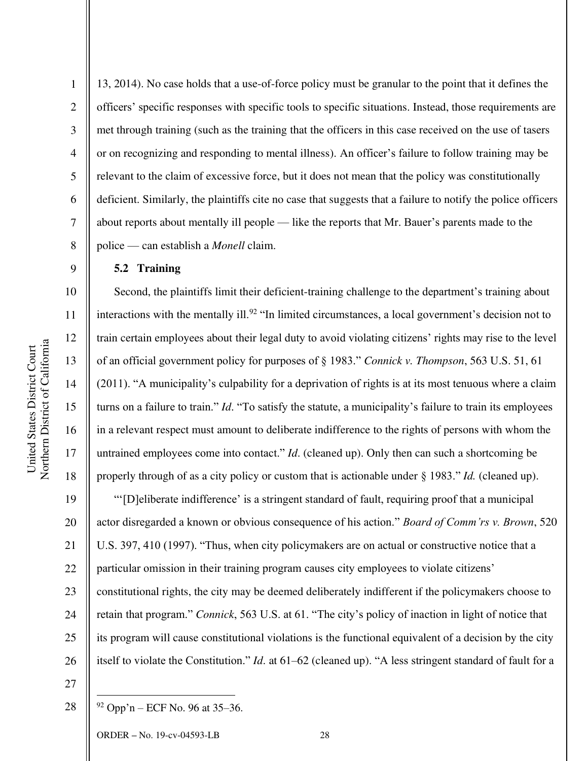13, 2014). No case holds that a use-of-force policy must be granular to the point that it defines the officers' specific responses with specific tools to specific situations. Instead, those requirements are met through training (such as the training that the officers in this case received on the use of tasers or on recognizing and responding to mental illness). An officer's failure to follow training may be relevant to the claim of excessive force, but it does not mean that the policy was constitutionally deficient. Similarly, the plaintiffs cite no case that suggests that a failure to notify the police officers about reports about mentally ill people — like the reports that Mr. Bauer's parents made to the police — can establish a *Monell* claim.

**5.2 Training**

Second, the plaintiffs limit their deficient-training challenge to the department's training about interactions with the mentally ill.[92] "In limited circumstances, a local government's decision not to train certain employees about their legal duty to avoid violating citizens' rights may rise to the level of an official government policy for purposes of § 1983." *Connick v. Thompson*, 563 U.S. 51, 61 (2011). "A municipality's culpability for a deprivation of rights is at its most tenuous where a claim turns on a failure to train." *Id*. "To satisfy the statute, a municipality's failure to train its employees in a relevant respect must amount to deliberate indifference to the rights of persons with whom the untrained employees come into contact." *Id*. (cleaned up). Only then can such a shortcoming be properly through of as a city policy or custom that is actionable under § 1983." *Id.* (cleaned up).

"'[D]eliberate indifference' is a stringent standard of fault, requiring proof that a municipal actor disregarded a known or obvious consequence of his action." *Board of Comm'rs v. Brown*, 520 U.S. 397, 410 (1997). "Thus, when city policymakers are on actual or constructive notice that a particular omission in their training program causes city employees to violate citizens' constitutional rights, the city may be deemed deliberately indifferent if the policymakers choose to retain that program." *Connick*, 563 U.S. at 61. "The city's policy of inaction in light of notice that its program will cause constitutional violations is the functional equivalent of a decision by the city itself to violate the Constitution." *Id.* at 61–62 (cleaned up). "A less stringent standard of fault for a

---

[92] Opp'n – ECF No. 96 at 35–36.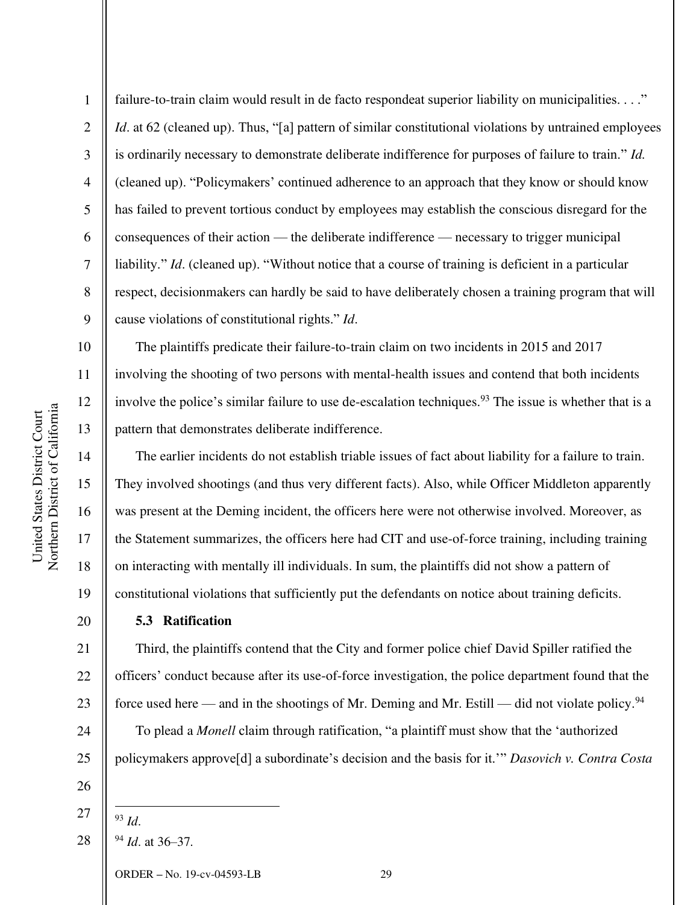failure-to-train claim would result in de facto respondeat superior liability on municipalities. . . ." *Id*. at 62 (cleaned up). Thus, "[a] pattern of similar constitutional violations by untrained employees is ordinarily necessary to demonstrate deliberate indifference for purposes of failure to train." *Id.* (cleaned up). "Policymakers' continued adherence to an approach that they know or should know has failed to prevent tortious conduct by employees may establish the conscious disregard for the consequences of their action — the deliberate indifference — necessary to trigger municipal liability." *Id*. (cleaned up). "Without notice that a course of training is deficient in a particular respect, decisionmakers can hardly be said to have deliberately chosen a training program that will cause violations of constitutional rights." *Id*.

The plaintiffs predicate their failure-to-train claim on two incidents in 2015 and 2017 involving the shooting of two persons with mental-health issues and contend that both incidents involve the police's similar failure to use de-escalation techniques.[93] The issue is whether that is a pattern that demonstrates deliberate indifference.

The earlier incidents do not establish triable issues of fact about liability for a failure to train. They involved shootings (and thus very different facts). Also, while Officer Middleton apparently was present at the Deming incident, the officers here were not otherwise involved. Moreover, as the Statement summarizes, the officers here had CIT and use-of-force training, including training on interacting with mentally ill individuals. In sum, the plaintiffs did not show a pattern of constitutional violations that sufficiently put the defendants on notice about training deficits.

### 5.3 Ratification

Third, the plaintiffs contend that the City and former police chief David Spiller ratified the officers' conduct because after its use-of-force investigation, the police department found that the force used here — and in the shootings of Mr. Deming and Mr. Estill — did not violate policy.[94]

To plead a *Monell* claim through ratification, "a plaintiff must show that the 'authorized policymakers approve[d] a subordinate's decision and the basis for it.'" *Dasovich v. Contra Costa*

---

[93] *Id*.

[94] *Id*. at 36–37.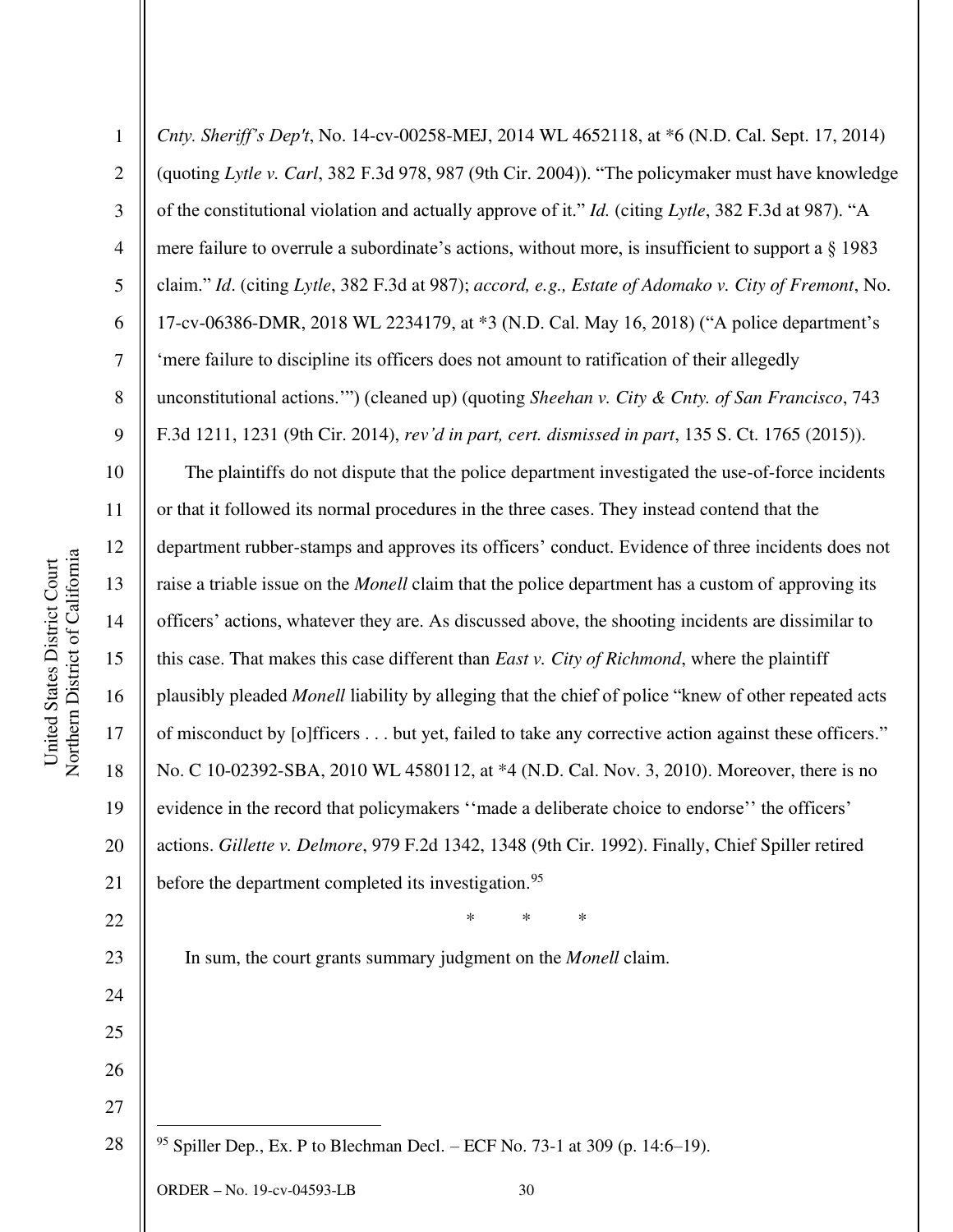*Cnty. Sheriff's Dep't*, No. 14-cv-00258-MEJ, 2014 WL 4652118, at *6 (N.D. Cal. Sept. 17, 2014) (quoting *Lytle v. Carl*, 382 F.3d 978, 987 (9th Cir. 2004)). "The policymaker must have knowledge of the constitutional violation and actually approve of it." *Id.* (citing *Lytle*, 382 F.3d at 987). "A mere failure to overrule a subordinate's actions, without more, is insufficient to support a § 1983 claim." *Id*. (citing *Lytle*, 382 F.3d at 987); *accord, e.g., Estate of Adomako v. City of Fremont*, No. 17-cv-06386-DMR, 2018 WL 2234179, at *3 (N.D. Cal. May 16, 2018) ("A police department's 'mere failure to discipline its officers does not amount to ratification of their allegedly unconstitutional actions.'") (cleaned up) (quoting *Sheehan v. City & Cnty. of San Francisco*, 743 F.3d 1211, 1231 (9th Cir. 2014), *rev'd in part, cert. dismissed in part*, 135 S. Ct. 1765 (2015)).

The plaintiffs do not dispute that the police department investigated the use-of-force incidents or that it followed its normal procedures in the three cases. They instead contend that the department rubber-stamps and approves its officers' conduct. Evidence of three incidents does not raise a triable issue on the *Monell* claim that the police department has a custom of approving its officers' actions, whatever they are. As discussed above, the shooting incidents are dissimilar to this case. That makes this case different than *East v. City of Richmond*, where the plaintiff plausibly pleaded *Monell* liability by alleging that the chief of police "knew of other repeated acts of misconduct by [o]fficers . . . but yet, failed to take any corrective action against these officers." No. C 10-02392-SBA, 2010 WL 4580112, at *4 (N.D. Cal. Nov. 3, 2010). Moreover, there is no evidence in the record that policymakers ''made a deliberate choice to endorse'' the officers' actions. *Gillette v. Delmore*, 979 F.2d 1342, 1348 (9th Cir. 1992). Finally, Chief Spiller retired before the department completed its investigation.[95]

\* \* \*

In sum, the court grants summary judgment on the *Monell* claim.

---

[95] Spiller Dep., Ex. P to Blechman Decl. – ECF No. 73-1 at 309 (p. 14:6–19).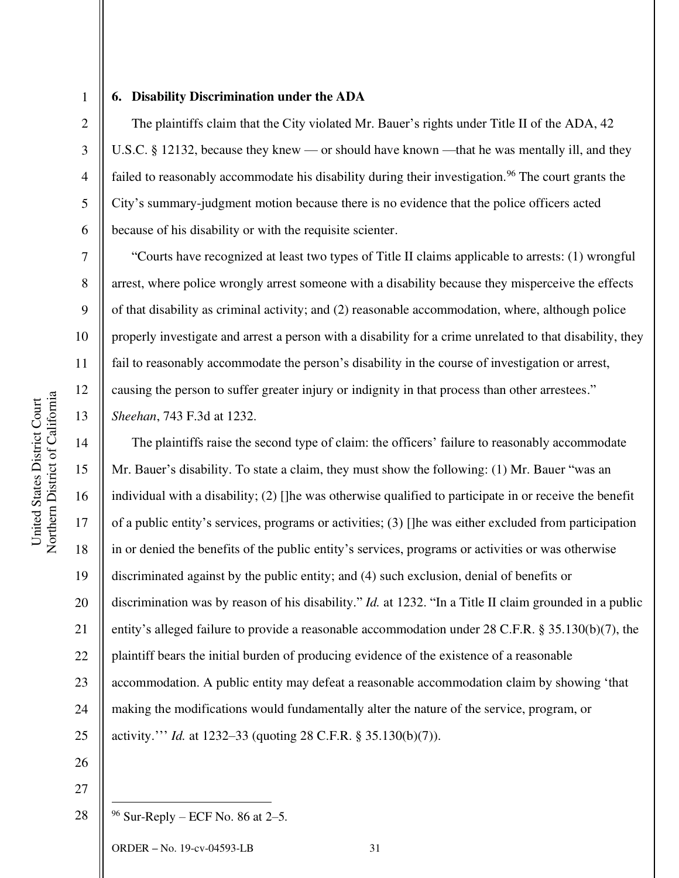### 6. Disability Discrimination under the ADA

The plaintiffs claim that the City violated Mr. Bauer's rights under Title II of the ADA, 42 U.S.C. § 12132, because they knew — or should have known —that he was mentally ill, and they failed to reasonably accommodate his disability during their investigation.[96] The court grants the City's summary-judgment motion because there is no evidence that the police officers acted because of his disability or with the requisite scienter.

"Courts have recognized at least two types of Title II claims applicable to arrests: (1) wrongful arrest, where police wrongly arrest someone with a disability because they misperceive the effects of that disability as criminal activity; and (2) reasonable accommodation, where, although police properly investigate and arrest a person with a disability for a crime unrelated to that disability, they fail to reasonably accommodate the person's disability in the course of investigation or arrest, causing the person to suffer greater injury or indignity in that process than other arrestees." *Sheehan*, 743 F.3d at 1232.

The plaintiffs raise the second type of claim: the officers' failure to reasonably accommodate Mr. Bauer's disability. To state a claim, they must show the following: (1) Mr. Bauer "was an individual with a disability; (2) []he was otherwise qualified to participate in or receive the benefit of a public entity's services, programs or activities; (3) []he was either excluded from participation in or denied the benefits of the public entity's services, programs or activities or was otherwise discriminated against by the public entity; and (4) such exclusion, denial of benefits or discrimination was by reason of his disability." *Id.* at 1232. "In a Title II claim grounded in a public entity's alleged failure to provide a reasonable accommodation under 28 C.F.R. § 35.130(b)(7), the plaintiff bears the initial burden of producing evidence of the existence of a reasonable accommodation. A public entity may defeat a reasonable accommodation claim by showing 'that making the modifications would fundamentally alter the nature of the service, program, or activity.''' *Id.* at 1232–33 (quoting 28 C.F.R. § 35.130(b)(7)).

---

[96] Sur-Reply – ECF No. 86 at 2–5.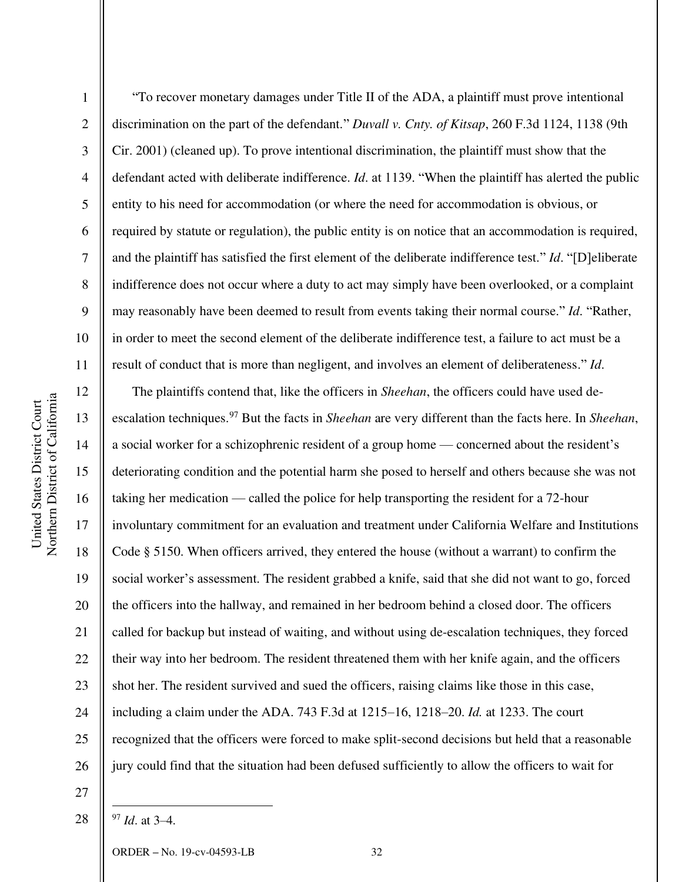"To recover monetary damages under Title II of the ADA, a plaintiff must prove intentional discrimination on the part of the defendant." *Duvall v. Cnty. of Kitsap*, 260 F.3d 1124, 1138 (9th Cir. 2001) (cleaned up). To prove intentional discrimination, the plaintiff must show that the defendant acted with deliberate indifference. *Id*. at 1139. "When the plaintiff has alerted the public entity to his need for accommodation (or where the need for accommodation is obvious, or required by statute or regulation), the public entity is on notice that an accommodation is required, and the plaintiff has satisfied the first element of the deliberate indifference test." *Id*. "[D]eliberate indifference does not occur where a duty to act may simply have been overlooked, or a complaint may reasonably have been deemed to result from events taking their normal course." *Id*. "Rather, in order to meet the second element of the deliberate indifference test, a failure to act must be a result of conduct that is more than negligent, and involves an element of deliberateness." *Id*.

The plaintiffs contend that, like the officers in *Sheehan*, the officers could have used de-escalation techniques.[97] But the facts in *Sheehan* are very different than the facts here. In *Sheehan*, a social worker for a schizophrenic resident of a group home — concerned about the resident's deteriorating condition and the potential harm she posed to herself and others because she was not taking her medication — called the police for help transporting the resident for a 72-hour involuntary commitment for an evaluation and treatment under California Welfare and Institutions Code § 5150. When officers arrived, they entered the house (without a warrant) to confirm the social worker's assessment. The resident grabbed a knife, said that she did not want to go, forced the officers into the hallway, and remained in her bedroom behind a closed door. The officers called for backup but instead of waiting, and without using de-escalation techniques, they forced their way into her bedroom. The resident threatened them with her knife again, and the officers shot her. The resident survived and sued the officers, raising claims like those in this case, including a claim under the ADA. 743 F.3d at 1215–16, 1218–20. *Id.* at 1233. The court recognized that the officers were forced to make split-second decisions but held that a reasonable jury could find that the situation had been defused sufficiently to allow the officers to wait for

---

[97] *Id*. at 3–4.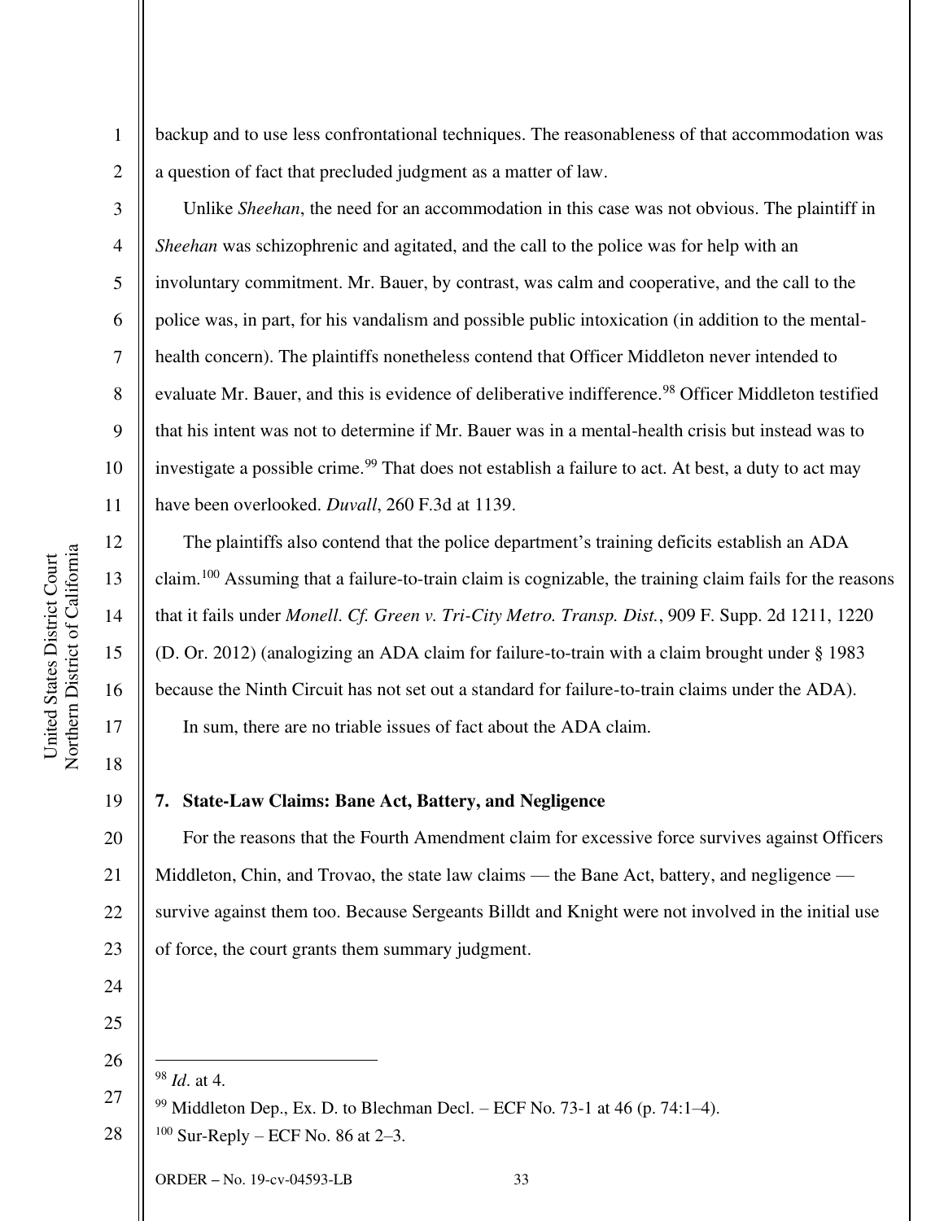backup and to use less confrontational techniques. The reasonableness of that accommodation was a question of fact that precluded judgment as a matter of law.

Unlike *Sheehan*, the need for an accommodation in this case was not obvious. The plaintiff in *Sheehan* was schizophrenic and agitated, and the call to the police was for help with an involuntary commitment. Mr. Bauer, by contrast, was calm and cooperative, and the call to the police was, in part, for his vandalism and possible public intoxication (in addition to the mental-health concern). The plaintiffs nonetheless contend that Officer Middleton never intended to evaluate Mr. Bauer, and this is evidence of deliberative indifference.[98] Officer Middleton testified that his intent was not to determine if Mr. Bauer was in a mental-health crisis but instead was to investigate a possible crime.[99] That does not establish a failure to act. At best, a duty to act may have been overlooked. *Duvall*, 260 F.3d at 1139.

The plaintiffs also contend that the police department's training deficits establish an ADA claim.[100] Assuming that a failure-to-train claim is cognizable, the training claim fails for the reasons that it fails under *Monell*. *Cf. Green v. Tri-City Metro. Transp. Dist.*, 909 F. Supp. 2d 1211, 1220 (D. Or. 2012) (analogizing an ADA claim for failure-to-train with a claim brought under § 1983 because the Ninth Circuit has not set out a standard for failure-to-train claims under the ADA).

In sum, there are no triable issues of fact about the ADA claim.

### 7. State-Law Claims: Bane Act, Battery, and Negligence

For the reasons that the Fourth Amendment claim for excessive force survives against Officers Middleton, Chin, and Trovao, the state law claims — the Bane Act, battery, and negligence — survive against them too. Because Sergeants Billdt and Knight were not involved in the initial use of force, the court grants them summary judgment.

---

[98] *Id*. at 4.

[99] Middleton Dep., Ex. D. to Blechman Decl. – ECF No. 73-1 at 46 (p. 74:1–4).

[100] Sur-Reply – ECF No. 86 at 2–3.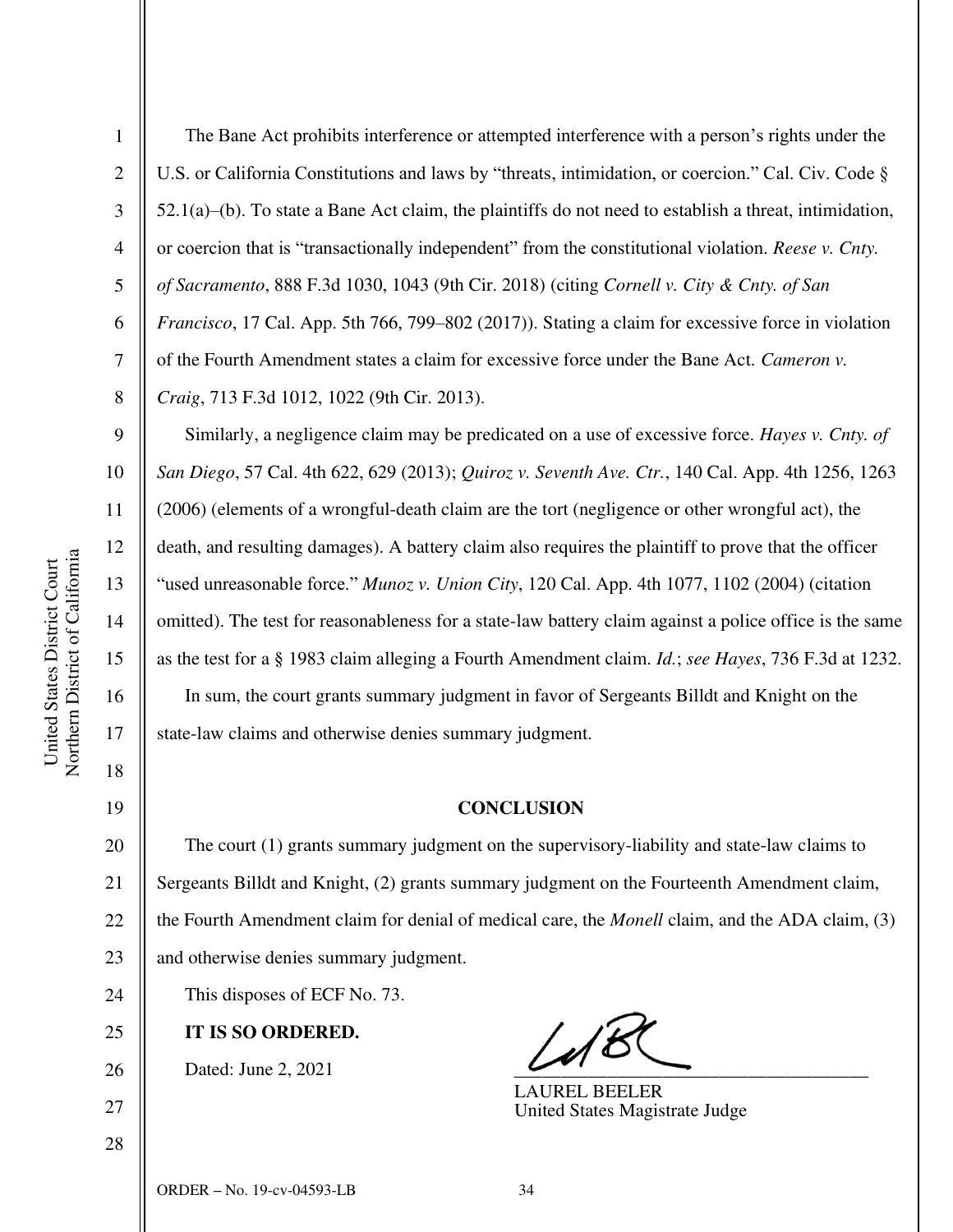The Bane Act prohibits interference or attempted interference with a person's rights under the U.S. or California Constitutions and laws by "threats, intimidation, or coercion." Cal. Civ. Code § 52.1(a)–(b). To state a Bane Act claim, the plaintiffs do not need to establish a threat, intimidation, or coercion that is "transactionally independent" from the constitutional violation. *Reese v. Cnty. of Sacramento*, 888 F.3d 1030, 1043 (9th Cir. 2018) (citing *Cornell v. City & Cnty. of San Francisco*, 17 Cal. App. 5th 766, 799–802 (2017)). Stating a claim for excessive force in violation of the Fourth Amendment states a claim for excessive force under the Bane Act. *Cameron v. Craig*, 713 F.3d 1012, 1022 (9th Cir. 2013).

Similarly, a negligence claim may be predicated on a use of excessive force. *Hayes v. Cnty. of San Diego*, 57 Cal. 4th 622, 629 (2013); *Quiroz v. Seventh Ave. Ctr.*, 140 Cal. App. 4th 1256, 1263 (2006) (elements of a wrongful-death claim are the tort (negligence or other wrongful act), the death, and resulting damages). A battery claim also requires the plaintiff to prove that the officer "used unreasonable force." *Munoz v. Union City*, 120 Cal. App. 4th 1077, 1102 (2004) (citation omitted). The test for reasonableness for a state-law battery claim against a police office is the same as the test for a § 1983 claim alleging a Fourth Amendment claim. *Id.*; *see Hayes*, 736 F.3d at 1232.

In sum, the court grants summary judgment in favor of Sergeants Billdt and Knight on the state-law claims and otherwise denies summary judgment.

## CONCLUSION

The court (1) grants summary judgment on the supervisory-liability and state-law claims to Sergeants Billdt and Knight, (2) grants summary judgment on the Fourteenth Amendment claim, the Fourth Amendment claim for denial of medical care, the *Monell* claim, and the ADA claim, (3) and otherwise denies summary judgment.

This disposes of ECF No. 73.

**IT IS SO ORDERED.**

Dated: June 2, 2021

LAUREL BEELER
United States Magistrate Judge